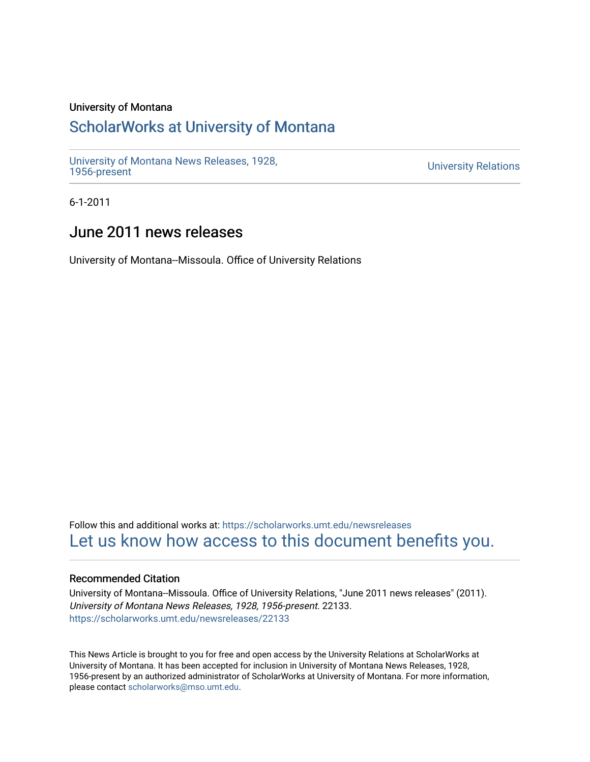University of Montana

# ScholarWorks at University of Montana

University of Montana News Releases, 1928, 1956-present

University Relations

6-1-2011

## June 2011 news releases

University of Montana--Missoula. Office of University Relations

Follow this and additional works at: https://scholarworks.umt.edu/newsreleases

Let us know how access to this document benefits you.

### Recommended Citation

University of Montana--Missoula. Office of University Relations, "June 2011 news releases" (2011). *University of Montana News Releases, 1928, 1956-present*. 22133.
https://scholarworks.umt.edu/newsreleases/22133

This News Article is brought to you for free and open access by the University Relations at ScholarWorks at University of Montana. It has been accepted for inclusion in University of Montana News Releases, 1928, 1956-present by an authorized administrator of ScholarWorks at University of Montana. For more information, please contact scholarworks@mso.umt.edu.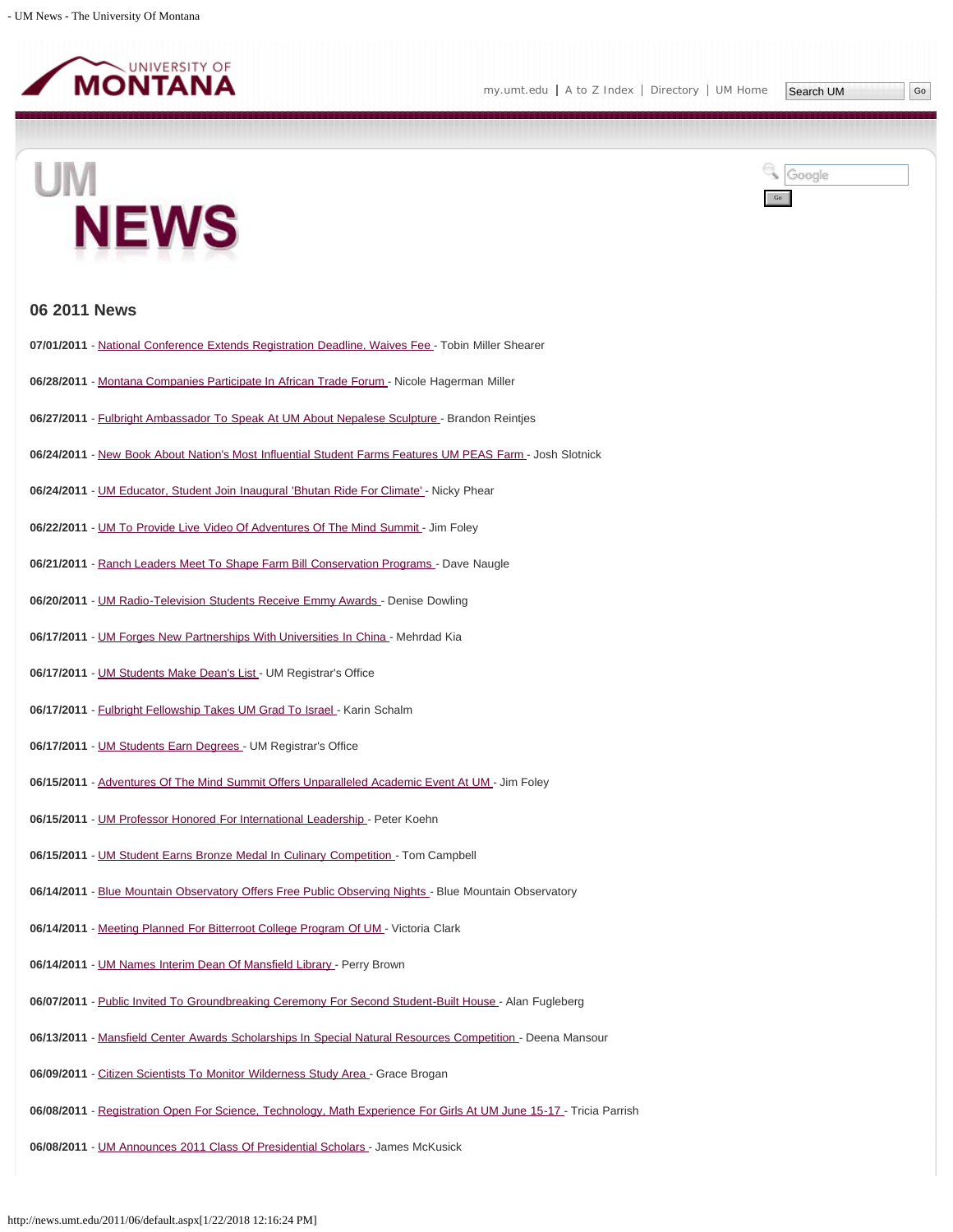## 06 2011 News

**07/01/2011** - National Conference Extends Registration Deadline, Waives Fee - Tobin Miller Shearer

**06/28/2011** - Montana Companies Participate In African Trade Forum - Nicole Hagerman Miller

**06/27/2011** - Fulbright Ambassador To Speak At UM About Nepalese Sculpture - Brandon Reintjes

**06/24/2011** - New Book About Nation's Most Influential Student Farms Features UM PEAS Farm - Josh Slotnick

**06/24/2011** - UM Educator, Student Join Inaugural 'Bhutan Ride For Climate' - Nicky Phear

**06/22/2011** - UM To Provide Live Video Of Adventures Of The Mind Summit - Jim Foley

**06/21/2011** - Ranch Leaders Meet To Shape Farm Bill Conservation Programs - Dave Naugle

**06/20/2011** - UM Radio-Television Students Receive Emmy Awards - Denise Dowling

**06/17/2011** - UM Forges New Partnerships With Universities In China - Mehrdad Kia

**06/17/2011** - UM Students Make Dean's List - UM Registrar's Office

**06/17/2011** - Fulbright Fellowship Takes UM Grad To Israel - Karin Schalm

**06/17/2011** - UM Students Earn Degrees - UM Registrar's Office

**06/15/2011** - Adventures Of The Mind Summit Offers Unparalleled Academic Event At UM - Jim Foley

**06/15/2011** - UM Professor Honored For International Leadership - Peter Koehn

**06/15/2011** - UM Student Earns Bronze Medal In Culinary Competition - Tom Campbell

**06/14/2011** - Blue Mountain Observatory Offers Free Public Observing Nights - Blue Mountain Observatory

**06/14/2011** - Meeting Planned For Bitterroot College Program Of UM - Victoria Clark

**06/14/2011** - UM Names Interim Dean Of Mansfield Library - Perry Brown

**06/07/2011** - Public Invited To Groundbreaking Ceremony For Second Student-Built House - Alan Fugleberg

**06/13/2011** - Mansfield Center Awards Scholarships In Special Natural Resources Competition - Deena Mansour

**06/09/2011** - Citizen Scientists To Monitor Wilderness Study Area - Grace Brogan

**06/08/2011** - Registration Open For Science, Technology, Math Experience For Girls At UM June 15-17 - Tricia Parrish

**06/08/2011** - UM Announces 2011 Class Of Presidential Scholars - James McKusick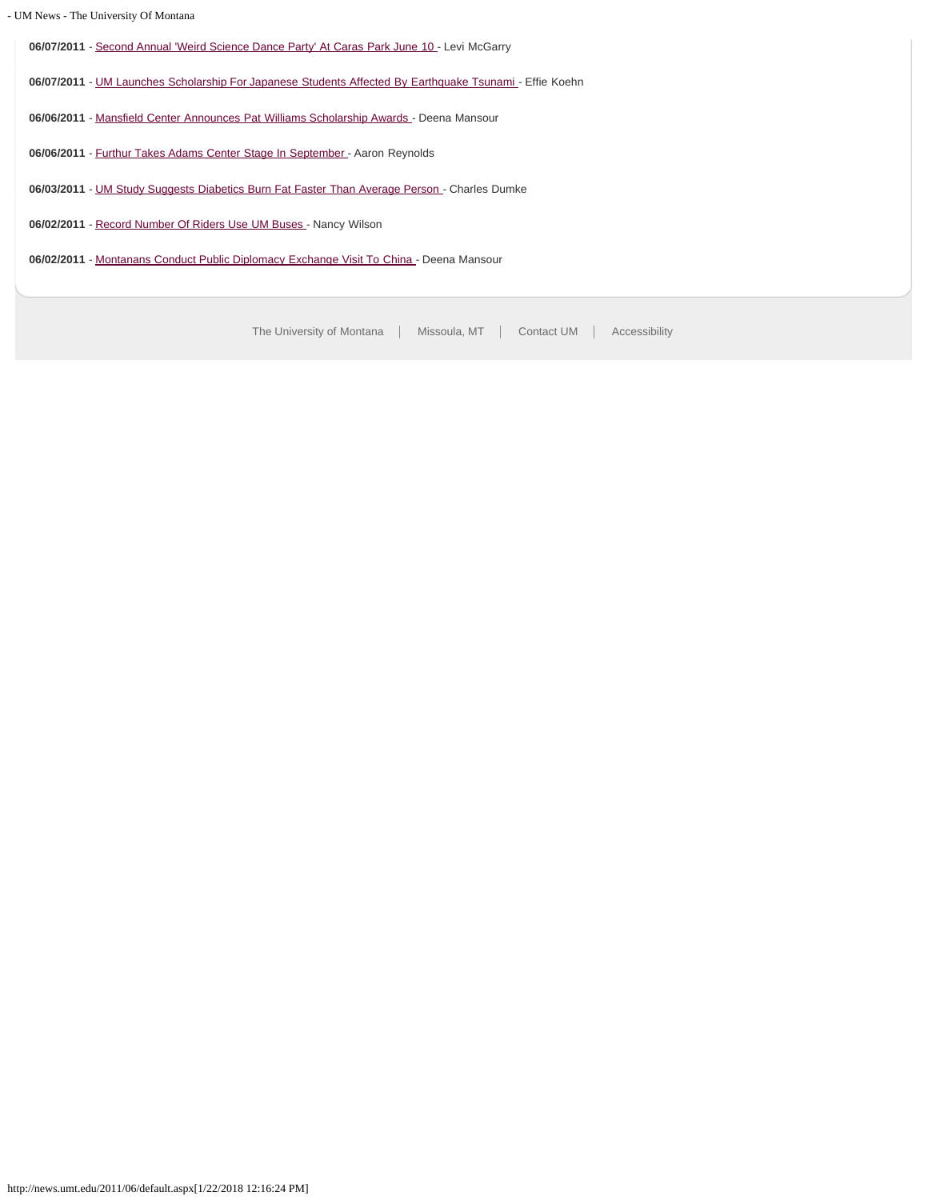**06/07/2011** - Second Annual 'Weird Science Dance Party' At Caras Park June 10 - Levi McGarry

**06/07/2011** - UM Launches Scholarship For Japanese Students Affected By Earthquake Tsunami - Effie Koehn

**06/06/2011** - Mansfield Center Announces Pat Williams Scholarship Awards - Deena Mansour

**06/06/2011** - Furthur Takes Adams Center Stage In September - Aaron Reynolds

**06/03/2011** - UM Study Suggests Diabetics Burn Fat Faster Than Average Person - Charles Dumke

**06/02/2011** - Record Number Of Riders Use UM Buses - Nancy Wilson

**06/02/2011** - Montanans Conduct Public Diplomacy Exchange Visit To China - Deena Mansour

The University of Montana | Missoula, MT | Contact UM | Accessibility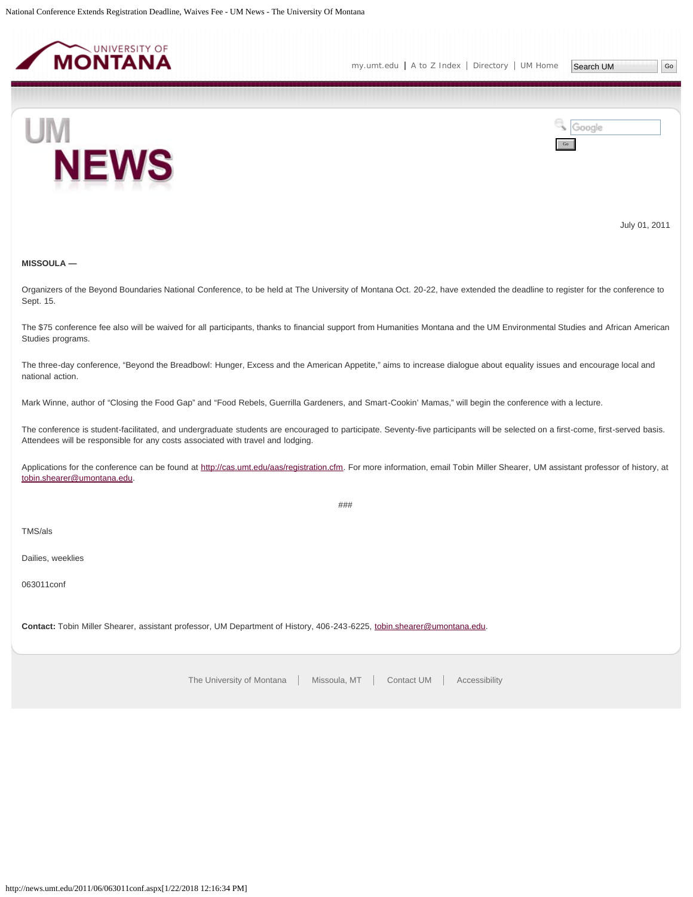July 01, 2011

**MISSOULA —**

Organizers of the Beyond Boundaries National Conference, to be held at The University of Montana Oct. 20-22, have extended the deadline to register for the conference to Sept. 15.

The $75 conference fee also will be waived for all participants, thanks to financial support from Humanities Montana and the UM Environmental Studies and African American Studies programs.

The three-day conference, "Beyond the Breadbowl: Hunger, Excess and the American Appetite," aims to increase dialogue about equality issues and encourage local and national action.

Mark Winne, author of "Closing the Food Gap" and "Food Rebels, Guerrilla Gardeners, and Smart-Cookin' Mamas," will begin the conference with a lecture.

The conference is student-facilitated, and undergraduate students are encouraged to participate. Seventy-five participants will be selected on a first-come, first-served basis. Attendees will be responsible for any costs associated with travel and lodging.

Applications for the conference can be found at http://cas.umt.edu/aas/registration.cfm. For more information, email Tobin Miller Shearer, UM assistant professor of history, at tobin.shearer@umontana.edu.

###

TMS/als

Dailies, weeklies

063011conf

**Contact:** Tobin Miller Shearer, assistant professor, UM Department of History, 406-243-6225, tobin.shearer@umontana.edu.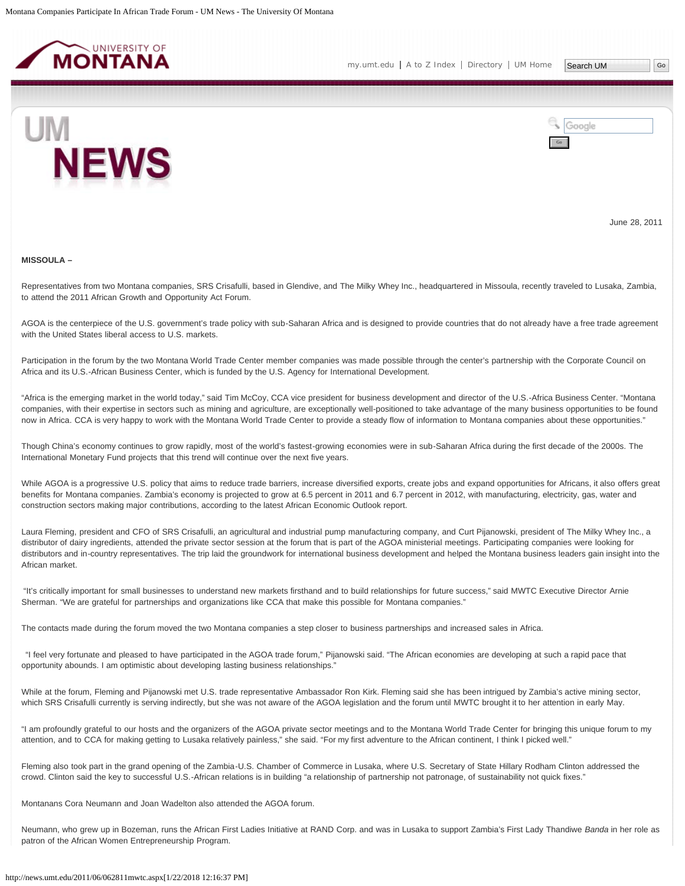June 28, 2011

**MISSOULA –**

Representatives from two Montana companies, SRS Crisafulli, based in Glendive, and The Milky Whey Inc., headquartered in Missoula, recently traveled to Lusaka, Zambia, to attend the 2011 African Growth and Opportunity Act Forum.

AGOA is the centerpiece of the U.S. government's trade policy with sub-Saharan Africa and is designed to provide countries that do not already have a free trade agreement with the United States liberal access to U.S. markets.

Participation in the forum by the two Montana World Trade Center member companies was made possible through the center's partnership with the Corporate Council on Africa and its U.S.-African Business Center, which is funded by the U.S. Agency for International Development.

"Africa is the emerging market in the world today," said Tim McCoy, CCA vice president for business development and director of the U.S.-Africa Business Center. "Montana companies, with their expertise in sectors such as mining and agriculture, are exceptionally well-positioned to take advantage of the many business opportunities to be found now in Africa. CCA is very happy to work with the Montana World Trade Center to provide a steady flow of information to Montana companies about these opportunities."

Though China's economy continues to grow rapidly, most of the world's fastest-growing economies were in sub-Saharan Africa during the first decade of the 2000s. The International Monetary Fund projects that this trend will continue over the next five years.

While AGOA is a progressive U.S. policy that aims to reduce trade barriers, increase diversified exports, create jobs and expand opportunities for Africans, it also offers great benefits for Montana companies. Zambia's economy is projected to grow at 6.5 percent in 2011 and 6.7 percent in 2012, with manufacturing, electricity, gas, water and construction sectors making major contributions, according to the latest African Economic Outlook report.

Laura Fleming, president and CFO of SRS Crisafulli, an agricultural and industrial pump manufacturing company, and Curt Pijanowski, president of The Milky Whey Inc., a distributor of dairy ingredients, attended the private sector session at the forum that is part of the AGOA ministerial meetings. Participating companies were looking for distributors and in-country representatives. The trip laid the groundwork for international business development and helped the Montana business leaders gain insight into the African market.

"It's critically important for small businesses to understand new markets firsthand and to build relationships for future success," said MWTC Executive Director Arnie Sherman. "We are grateful for partnerships and organizations like CCA that make this possible for Montana companies."

The contacts made during the forum moved the two Montana companies a step closer to business partnerships and increased sales in Africa.

"I feel very fortunate and pleased to have participated in the AGOA trade forum," Pijanowski said. "The African economies are developing at such a rapid pace that opportunity abounds. I am optimistic about developing lasting business relationships."

While at the forum, Fleming and Pijanowski met U.S. trade representative Ambassador Ron Kirk. Fleming said she has been intrigued by Zambia's active mining sector, which SRS Crisafulli currently is serving indirectly, but she was not aware of the AGOA legislation and the forum until MWTC brought it to her attention in early May.

"I am profoundly grateful to our hosts and the organizers of the AGOA private sector meetings and to the Montana World Trade Center for bringing this unique forum to my attention, and to CCA for making getting to Lusaka relatively painless," she said. "For my first adventure to the African continent, I think I picked well."

Fleming also took part in the grand opening of the Zambia-U.S. Chamber of Commerce in Lusaka, where U.S. Secretary of State Hillary Rodham Clinton addressed the crowd. Clinton said the key to successful U.S.-African relations is in building "a relationship of partnership not patronage, of sustainability not quick fixes."

Montanans Cora Neumann and Joan Wadelton also attended the AGOA forum.

Neumann, who grew up in Bozeman, runs the African First Ladies Initiative at RAND Corp. and was in Lusaka to support Zambia's First Lady Thandiwe *Banda* in her role as patron of the African Women Entrepreneurship Program.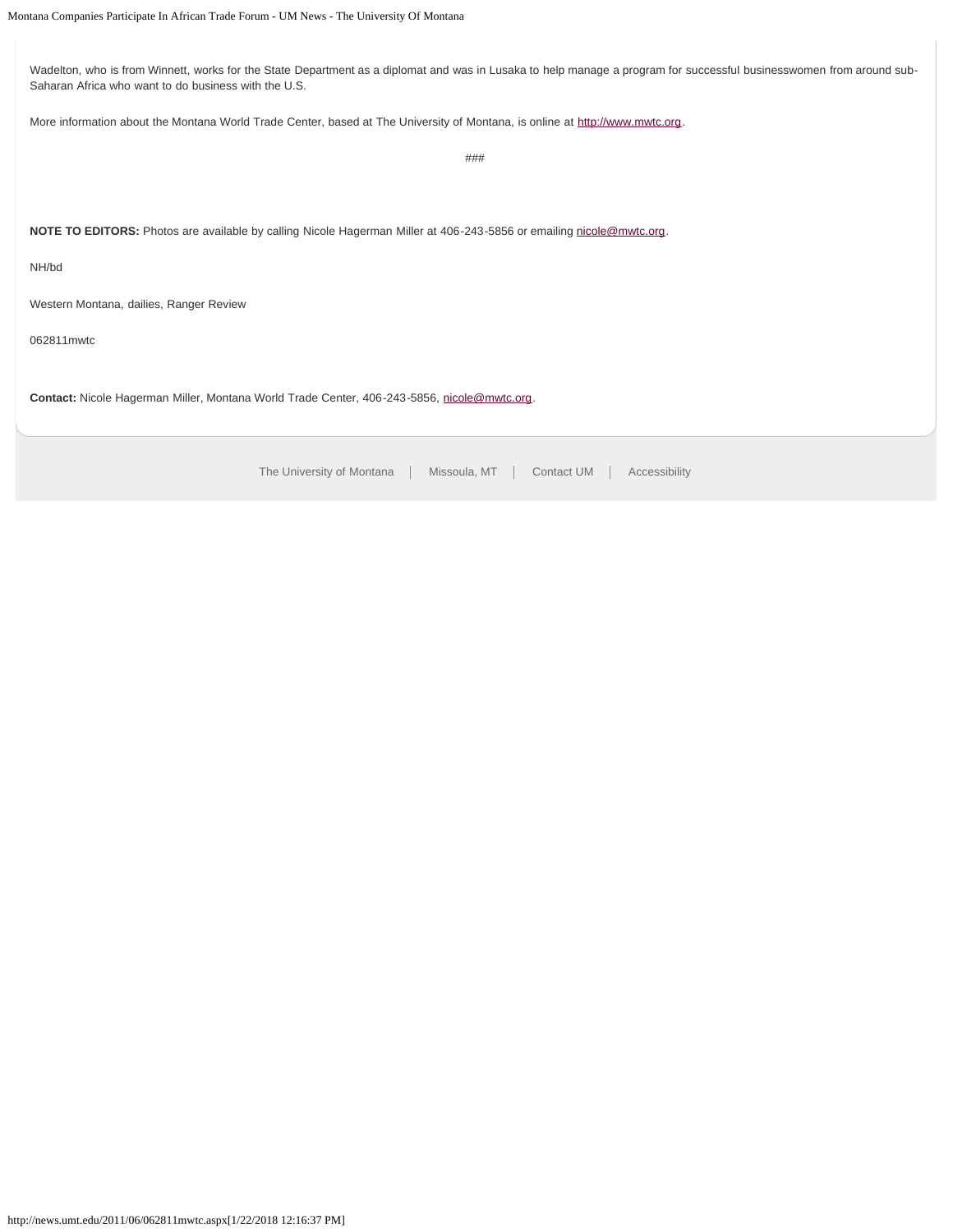Wadelton, who is from Winnett, works for the State Department as a diplomat and was in Lusaka to help manage a program for successful businesswomen from around sub-Saharan Africa who want to do business with the U.S.

More information about the Montana World Trade Center, based at The University of Montana, is online at http://www.mwtc.org.

###

**NOTE TO EDITORS:** Photos are available by calling Nicole Hagerman Miller at 406-243-5856 or emailing nicole@mwtc.org.

NH/bd

Western Montana, dailies, Ranger Review

062811mwtc

**Contact:** Nicole Hagerman Miller, Montana World Trade Center, 406-243-5856, nicole@mwtc.org.

The University of Montana | Missoula, MT | Contact UM | Accessibility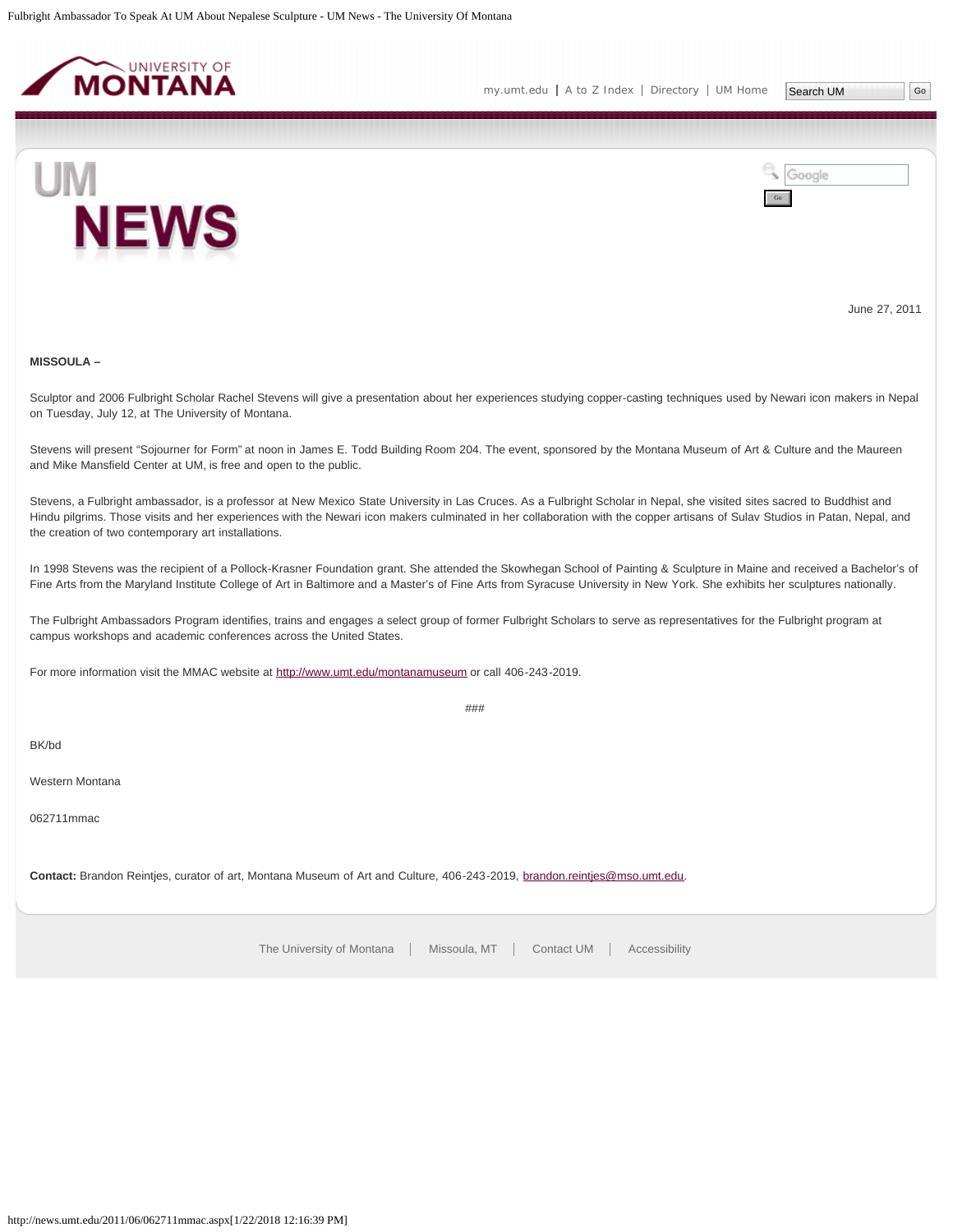June 27, 2011

**MISSOULA –**

Sculptor and 2006 Fulbright Scholar Rachel Stevens will give a presentation about her experiences studying copper-casting techniques used by Newari icon makers in Nepal on Tuesday, July 12, at The University of Montana.

Stevens will present "Sojourner for Form" at noon in James E. Todd Building Room 204. The event, sponsored by the Montana Museum of Art & Culture and the Maureen and Mike Mansfield Center at UM, is free and open to the public.

Stevens, a Fulbright ambassador, is a professor at New Mexico State University in Las Cruces. As a Fulbright Scholar in Nepal, she visited sites sacred to Buddhist and Hindu pilgrims. Those visits and her experiences with the Newari icon makers culminated in her collaboration with the copper artisans of Sulav Studios in Patan, Nepal, and the creation of two contemporary art installations.

In 1998 Stevens was the recipient of a Pollock-Krasner Foundation grant. She attended the Skowhegan School of Painting & Sculpture in Maine and received a Bachelor's of Fine Arts from the Maryland Institute College of Art in Baltimore and a Master's of Fine Arts from Syracuse University in New York. She exhibits her sculptures nationally.

The Fulbright Ambassadors Program identifies, trains and engages a select group of former Fulbright Scholars to serve as representatives for the Fulbright program at campus workshops and academic conferences across the United States.

For more information visit the MMAC website at http://www.umt.edu/montanamuseum or call 406-243-2019.

###

BK/bd

Western Montana

062711mmac

**Contact:** Brandon Reintjes, curator of art, Montana Museum of Art and Culture, 406-243-2019, brandon.reintjes@mso.umt.edu.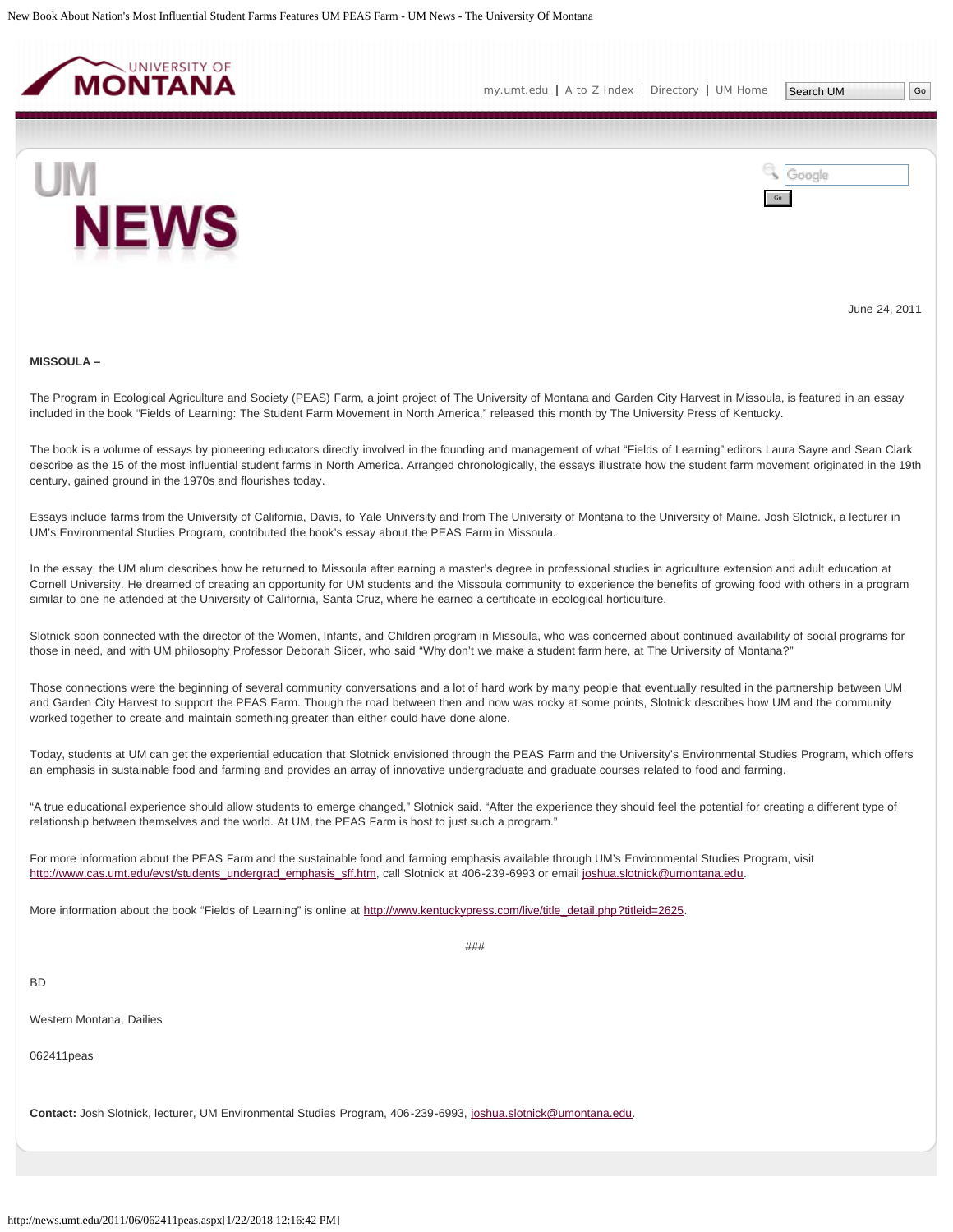June 24, 2011

**MISSOULA –**

The Program in Ecological Agriculture and Society (PEAS) Farm, a joint project of The University of Montana and Garden City Harvest in Missoula, is featured in an essay included in the book "Fields of Learning: The Student Farm Movement in North America," released this month by The University Press of Kentucky.

The book is a volume of essays by pioneering educators directly involved in the founding and management of what "Fields of Learning" editors Laura Sayre and Sean Clark describe as the 15 of the most influential student farms in North America. Arranged chronologically, the essays illustrate how the student farm movement originated in the 19th century, gained ground in the 1970s and flourishes today.

Essays include farms from the University of California, Davis, to Yale University and from The University of Montana to the University of Maine. Josh Slotnick, a lecturer in UM's Environmental Studies Program, contributed the book's essay about the PEAS Farm in Missoula.

In the essay, the UM alum describes how he returned to Missoula after earning a master's degree in professional studies in agriculture extension and adult education at Cornell University. He dreamed of creating an opportunity for UM students and the Missoula community to experience the benefits of growing food with others in a program similar to one he attended at the University of California, Santa Cruz, where he earned a certificate in ecological horticulture.

Slotnick soon connected with the director of the Women, Infants, and Children program in Missoula, who was concerned about continued availability of social programs for those in need, and with UM philosophy Professor Deborah Slicer, who said "Why don't we make a student farm here, at The University of Montana?"

Those connections were the beginning of several community conversations and a lot of hard work by many people that eventually resulted in the partnership between UM and Garden City Harvest to support the PEAS Farm. Though the road between then and now was rocky at some points, Slotnick describes how UM and the community worked together to create and maintain something greater than either could have done alone.

Today, students at UM can get the experiential education that Slotnick envisioned through the PEAS Farm and the University's Environmental Studies Program, which offers an emphasis in sustainable food and farming and provides an array of innovative undergraduate and graduate courses related to food and farming.

"A true educational experience should allow students to emerge changed," Slotnick said. "After the experience they should feel the potential for creating a different type of relationship between themselves and the world. At UM, the PEAS Farm is host to just such a program."

For more information about the PEAS Farm and the sustainable food and farming emphasis available through UM's Environmental Studies Program, visit http://www.cas.umt.edu/evst/students_undergrad_emphasis_sff.htm, call Slotnick at 406-239-6993 or email joshua.slotnick@umontana.edu.

More information about the book "Fields of Learning" is online at http://www.kentuckypress.com/live/title_detail.php?titleid=2625.

###

BD

Western Montana, Dailies

062411peas

**Contact:** Josh Slotnick, lecturer, UM Environmental Studies Program, 406-239-6993, joshua.slotnick@umontana.edu.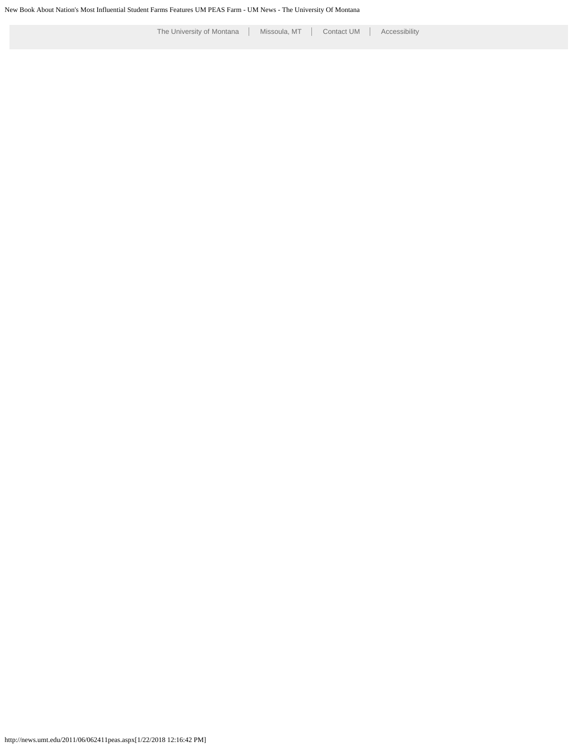The University of Montana | Missoula, MT | Contact UM | Accessibility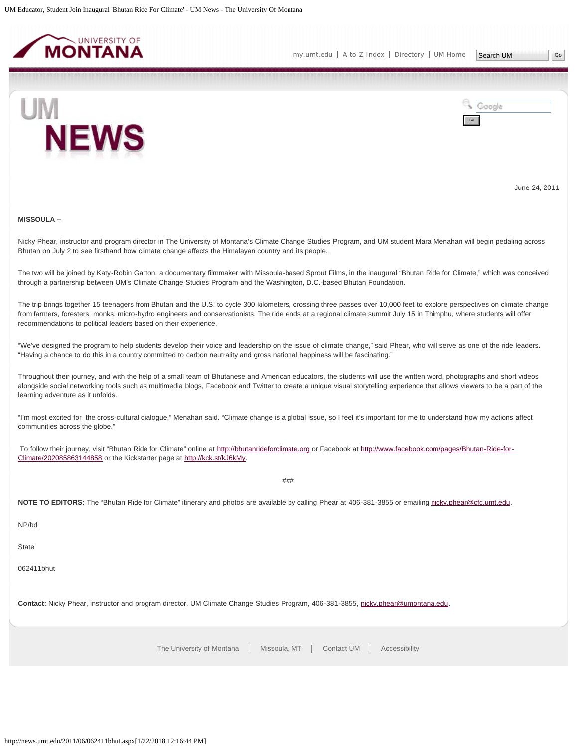June 24, 2011

**MISSOULA –**

Nicky Phear, instructor and program director in The University of Montana's Climate Change Studies Program, and UM student Mara Menahan will begin pedaling across Bhutan on July 2 to see firsthand how climate change affects the Himalayan country and its people.

The two will be joined by Katy-Robin Garton, a documentary filmmaker with Missoula-based Sprout Films, in the inaugural "Bhutan Ride for Climate," which was conceived through a partnership between UM's Climate Change Studies Program and the Washington, D.C.-based Bhutan Foundation.

The trip brings together 15 teenagers from Bhutan and the U.S. to cycle 300 kilometers, crossing three passes over 10,000 feet to explore perspectives on climate change from farmers, foresters, monks, micro-hydro engineers and conservationists. The ride ends at a regional climate summit July 15 in Thimphu, where students will offer recommendations to political leaders based on their experience.

"We've designed the program to help students develop their voice and leadership on the issue of climate change," said Phear, who will serve as one of the ride leaders. "Having a chance to do this in a country committed to carbon neutrality and gross national happiness will be fascinating."

Throughout their journey, and with the help of a small team of Bhutanese and American educators, the students will use the written word, photographs and short videos alongside social networking tools such as multimedia blogs, Facebook and Twitter to create a unique visual storytelling experience that allows viewers to be a part of the learning adventure as it unfolds.

"I'm most excited for the cross-cultural dialogue," Menahan said. "Climate change is a global issue, so I feel it's important for me to understand how my actions affect communities across the globe."

To follow their journey, visit "Bhutan Ride for Climate" online at http://bhutanrideforclimate.org or Facebook at http://www.facebook.com/pages/Bhutan-Ride-for-Climate/202085863144858 or the Kickstarter page at http://kck.st/kJ6kMy.

###

**NOTE TO EDITORS:** The "Bhutan Ride for Climate" itinerary and photos are available by calling Phear at 406-381-3855 or emailing nicky.phear@cfc.umt.edu.

NP/bd

State

062411bhut

**Contact:** Nicky Phear, instructor and program director, UM Climate Change Studies Program, 406-381-3855, nicky.phear@umontana.edu.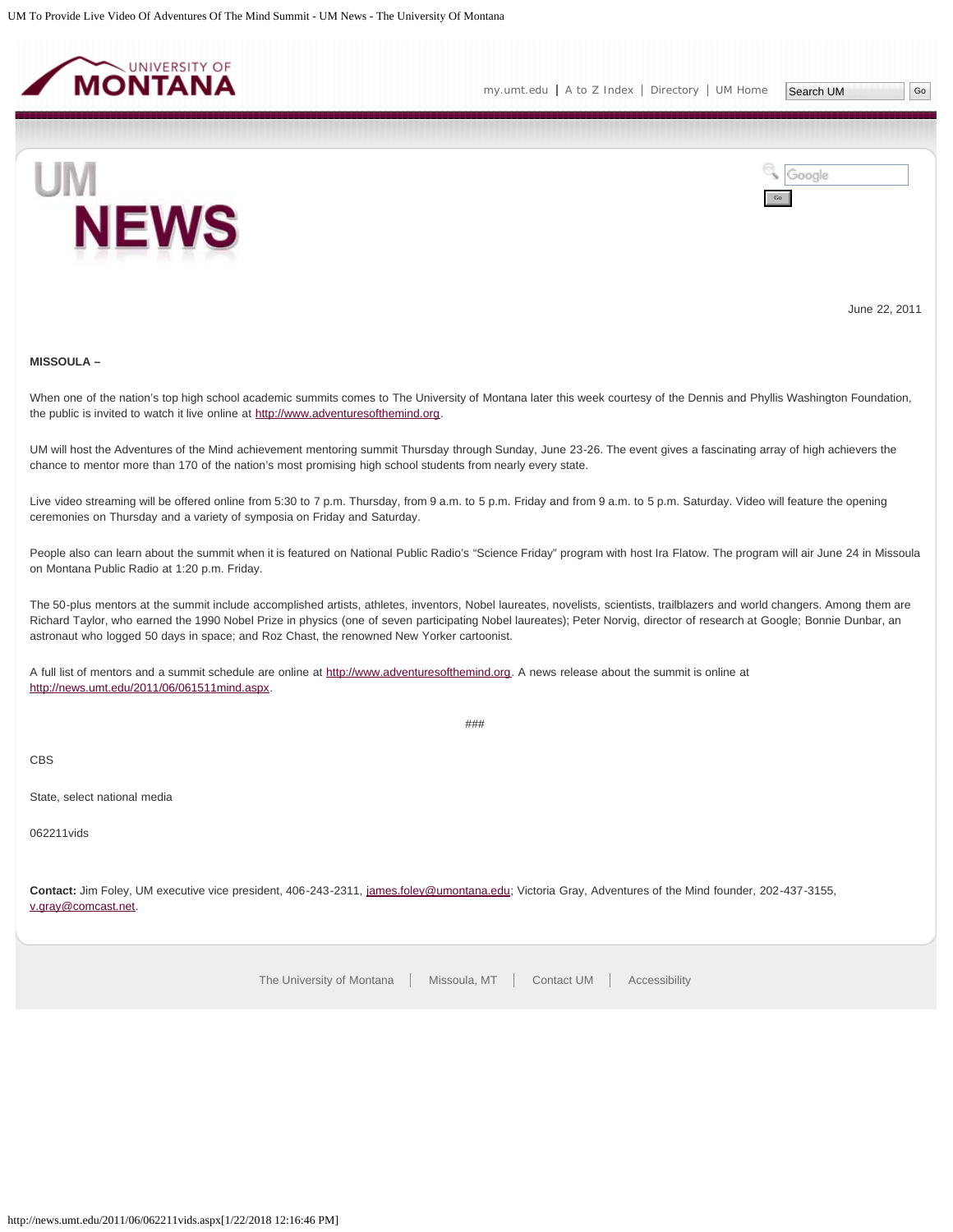June 22, 2011

**MISSOULA –**

When one of the nation's top high school academic summits comes to The University of Montana later this week courtesy of the Dennis and Phyllis Washington Foundation, the public is invited to watch it live online at http://www.adventuresofthemind.org.

UM will host the Adventures of the Mind achievement mentoring summit Thursday through Sunday, June 23-26. The event gives a fascinating array of high achievers the chance to mentor more than 170 of the nation's most promising high school students from nearly every state.

Live video streaming will be offered online from 5:30 to 7 p.m. Thursday, from 9 a.m. to 5 p.m. Friday and from 9 a.m. to 5 p.m. Saturday. Video will feature the opening ceremonies on Thursday and a variety of symposia on Friday and Saturday.

People also can learn about the summit when it is featured on National Public Radio's "Science Friday" program with host Ira Flatow. The program will air June 24 in Missoula on Montana Public Radio at 1:20 p.m. Friday.

The 50-plus mentors at the summit include accomplished artists, athletes, inventors, Nobel laureates, novelists, scientists, trailblazers and world changers. Among them are Richard Taylor, who earned the 1990 Nobel Prize in physics (one of seven participating Nobel laureates); Peter Norvig, director of research at Google; Bonnie Dunbar, an astronaut who logged 50 days in space; and Roz Chast, the renowned New Yorker cartoonist.

A full list of mentors and a summit schedule are online at http://www.adventuresofthemind.org. A news release about the summit is online at http://news.umt.edu/2011/06/061511mind.aspx.

###

CBS

State, select national media

062211vids

**Contact:** Jim Foley, UM executive vice president, 406-243-2311, james.foley@umontana.edu; Victoria Gray, Adventures of the Mind founder, 202-437-3155, v.gray@comcast.net.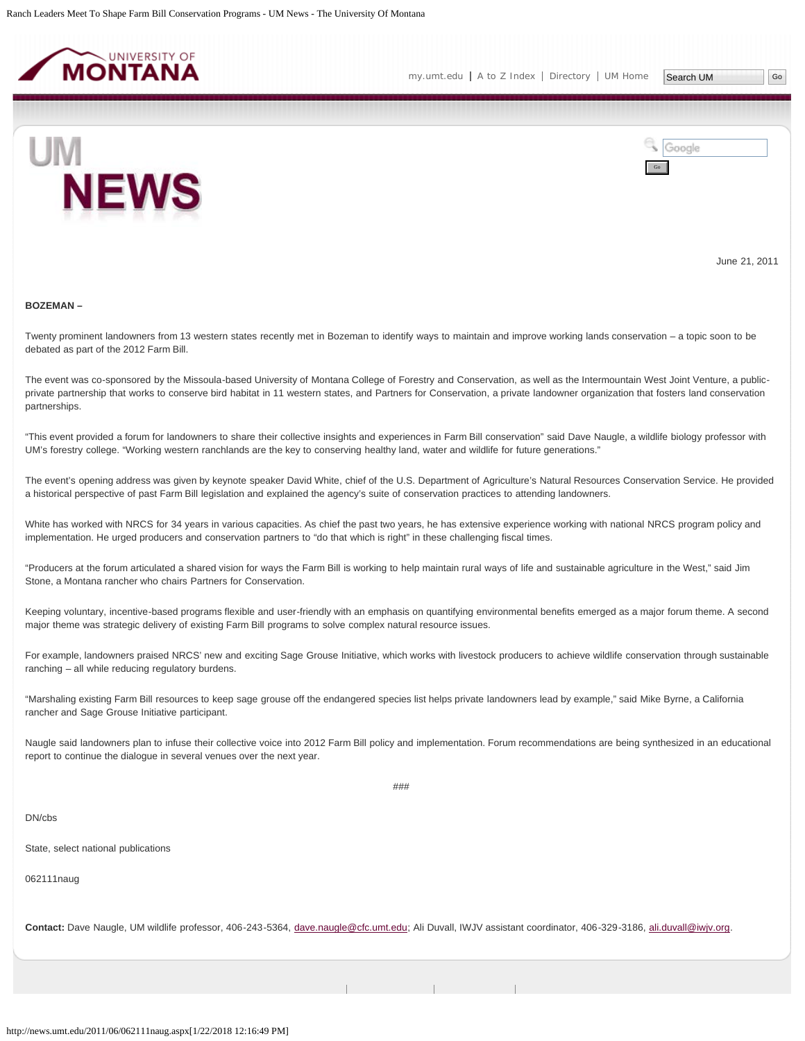June 21, 2011

**BOZEMAN –**

Twenty prominent landowners from 13 western states recently met in Bozeman to identify ways to maintain and improve working lands conservation – a topic soon to be debated as part of the 2012 Farm Bill.

The event was co-sponsored by the Missoula-based University of Montana College of Forestry and Conservation, as well as the Intermountain West Joint Venture, a public-private partnership that works to conserve bird habitat in 11 western states, and Partners for Conservation, a private landowner organization that fosters land conservation partnerships.

"This event provided a forum for landowners to share their collective insights and experiences in Farm Bill conservation" said Dave Naugle, a wildlife biology professor with UM's forestry college. "Working western ranchlands are the key to conserving healthy land, water and wildlife for future generations."

The event's opening address was given by keynote speaker David White, chief of the U.S. Department of Agriculture's Natural Resources Conservation Service. He provided a historical perspective of past Farm Bill legislation and explained the agency's suite of conservation practices to attending landowners.

White has worked with NRCS for 34 years in various capacities. As chief the past two years, he has extensive experience working with national NRCS program policy and implementation. He urged producers and conservation partners to "do that which is right" in these challenging fiscal times.

"Producers at the forum articulated a shared vision for ways the Farm Bill is working to help maintain rural ways of life and sustainable agriculture in the West," said Jim Stone, a Montana rancher who chairs Partners for Conservation.

Keeping voluntary, incentive-based programs flexible and user-friendly with an emphasis on quantifying environmental benefits emerged as a major forum theme. A second major theme was strategic delivery of existing Farm Bill programs to solve complex natural resource issues.

For example, landowners praised NRCS' new and exciting Sage Grouse Initiative, which works with livestock producers to achieve wildlife conservation through sustainable ranching – all while reducing regulatory burdens.

"Marshaling existing Farm Bill resources to keep sage grouse off the endangered species list helps private landowners lead by example," said Mike Byrne, a California rancher and Sage Grouse Initiative participant.

Naugle said landowners plan to infuse their collective voice into 2012 Farm Bill policy and implementation. Forum recommendations are being synthesized in an educational report to continue the dialogue in several venues over the next year.

###

DN/cbs

State, select national publications

062111naug

**Contact:** Dave Naugle, UM wildlife professor, 406-243-5364, dave.naugle@cfc.umt.edu; Ali Duvall, IWJV assistant coordinator, 406-329-3186, ali.duvall@iwjv.org.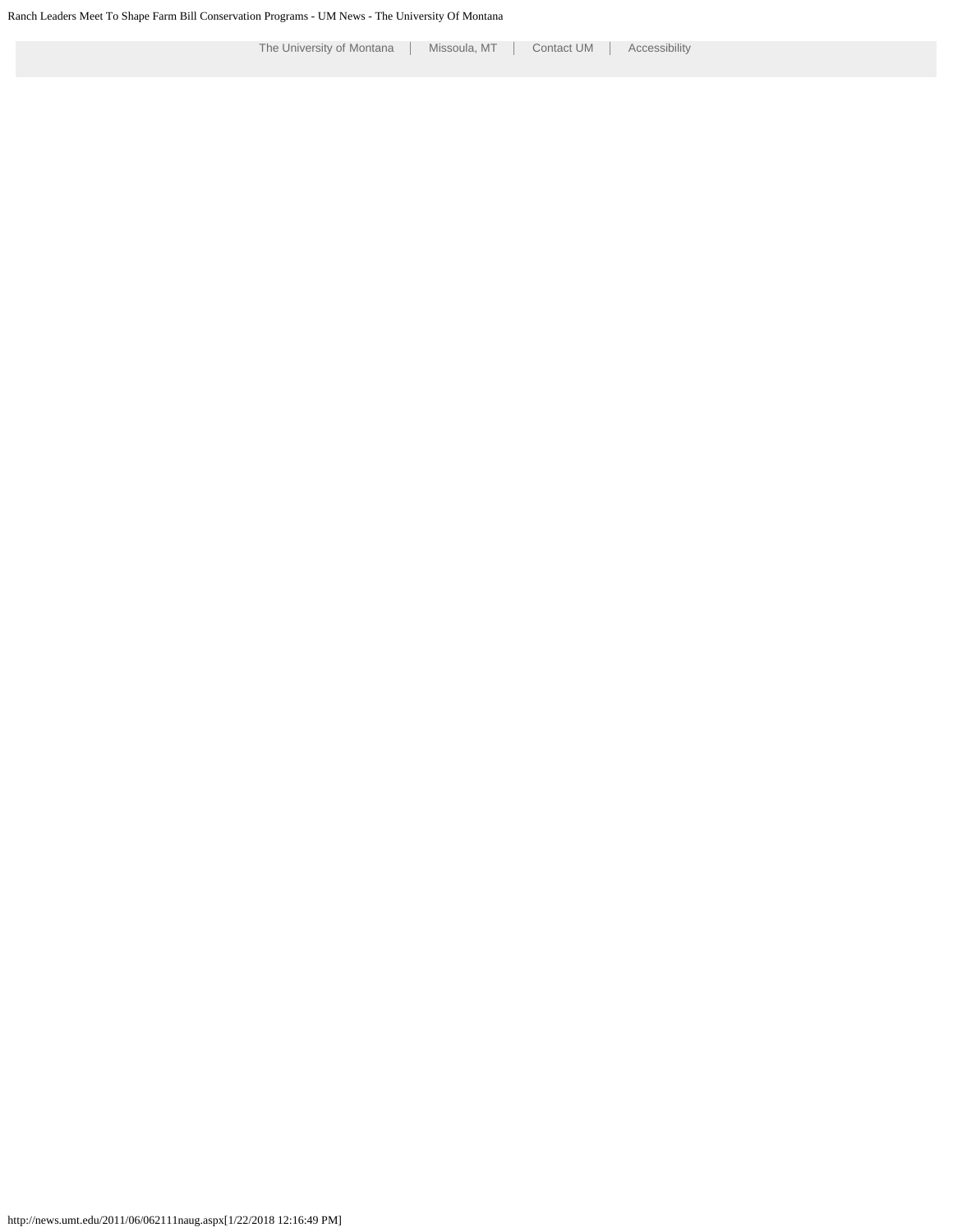The University of Montana | Missoula, MT | Contact UM | Accessibility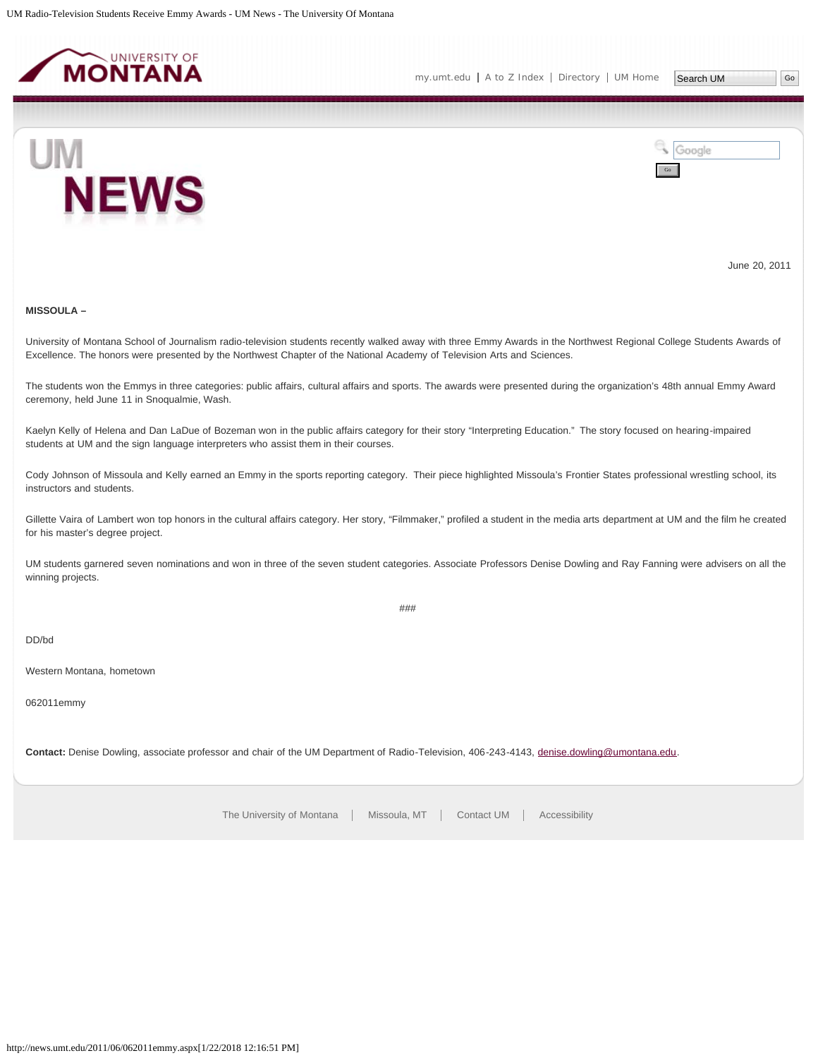June 20, 2011

**MISSOULA –**

University of Montana School of Journalism radio-television students recently walked away with three Emmy Awards in the Northwest Regional College Students Awards of Excellence. The honors were presented by the Northwest Chapter of the National Academy of Television Arts and Sciences.

The students won the Emmys in three categories: public affairs, cultural affairs and sports. The awards were presented during the organization's 48th annual Emmy Award ceremony, held June 11 in Snoqualmie, Wash.

Kaelyn Kelly of Helena and Dan LaDue of Bozeman won in the public affairs category for their story "Interpreting Education." The story focused on hearing-impaired students at UM and the sign language interpreters who assist them in their courses.

Cody Johnson of Missoula and Kelly earned an Emmy in the sports reporting category. Their piece highlighted Missoula's Frontier States professional wrestling school, its instructors and students.

Gillette Vaira of Lambert won top honors in the cultural affairs category. Her story, "Filmmaker," profiled a student in the media arts department at UM and the film he created for his master's degree project.

UM students garnered seven nominations and won in three of the seven student categories. Associate Professors Denise Dowling and Ray Fanning were advisers on all the winning projects.

###

DD/bd

Western Montana, hometown

062011emmy

**Contact:** Denise Dowling, associate professor and chair of the UM Department of Radio-Television, 406-243-4143, denise.dowling@umontana.edu.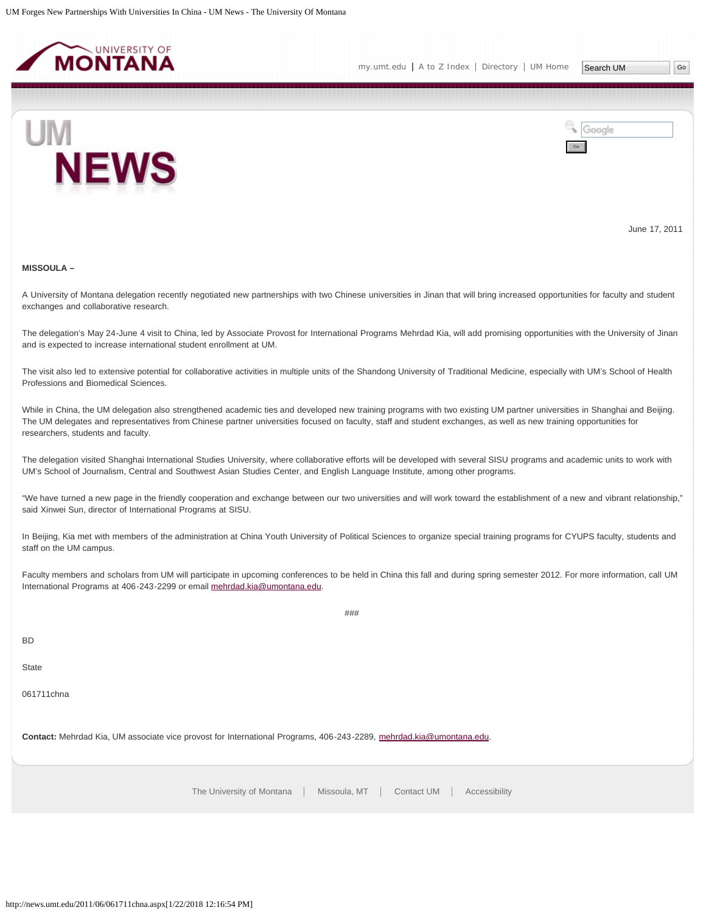June 17, 2011

**MISSOULA –**

A University of Montana delegation recently negotiated new partnerships with two Chinese universities in Jinan that will bring increased opportunities for faculty and student exchanges and collaborative research.

The delegation's May 24-June 4 visit to China, led by Associate Provost for International Programs Mehrdad Kia, will add promising opportunities with the University of Jinan and is expected to increase international student enrollment at UM.

The visit also led to extensive potential for collaborative activities in multiple units of the Shandong University of Traditional Medicine, especially with UM's School of Health Professions and Biomedical Sciences.

While in China, the UM delegation also strengthened academic ties and developed new training programs with two existing UM partner universities in Shanghai and Beijing. The UM delegates and representatives from Chinese partner universities focused on faculty, staff and student exchanges, as well as new training opportunities for researchers, students and faculty.

The delegation visited Shanghai International Studies University, where collaborative efforts will be developed with several SISU programs and academic units to work with UM's School of Journalism, Central and Southwest Asian Studies Center, and English Language Institute, among other programs.

"We have turned a new page in the friendly cooperation and exchange between our two universities and will work toward the establishment of a new and vibrant relationship," said Xinwei Sun, director of International Programs at SISU.

In Beijing, Kia met with members of the administration at China Youth University of Political Sciences to organize special training programs for CYUPS faculty, students and staff on the UM campus.

Faculty members and scholars from UM will participate in upcoming conferences to be held in China this fall and during spring semester 2012. For more information, call UM International Programs at 406-243-2299 or email mehrdad.kia@umontana.edu.

###

BD

State

061711chna

**Contact:** Mehrdad Kia, UM associate vice provost for International Programs, 406-243-2289, mehrdad.kia@umontana.edu.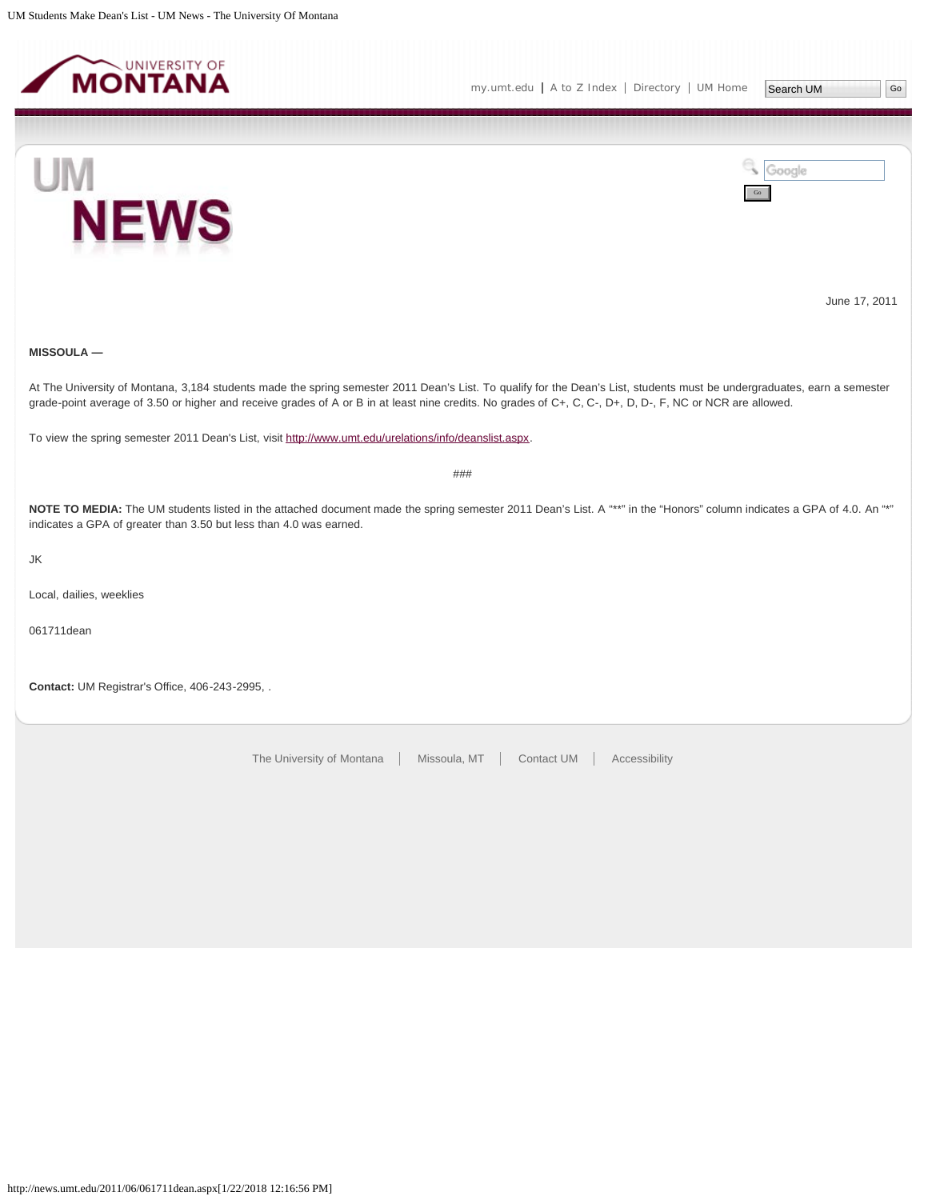June 17, 2011

**MISSOULA —**

At The University of Montana, 3,184 students made the spring semester 2011 Dean's List. To qualify for the Dean's List, students must be undergraduates, earn a semester grade-point average of 3.50 or higher and receive grades of A or B in at least nine credits. No grades of C+, C, C-, D+, D, D-, F, NC or NCR are allowed.

To view the spring semester 2011 Dean's List, visit http://www.umt.edu/urelations/info/deanslist.aspx.

###

**NOTE TO MEDIA:** The UM students listed in the attached document made the spring semester 2011 Dean's List. A "**" in the "Honors" column indicates a GPA of 4.0. An "*" indicates a GPA of greater than 3.50 but less than 4.0 was earned.

JK

Local, dailies, weeklies

061711dean

**Contact:** UM Registrar's Office, 406-243-2995, .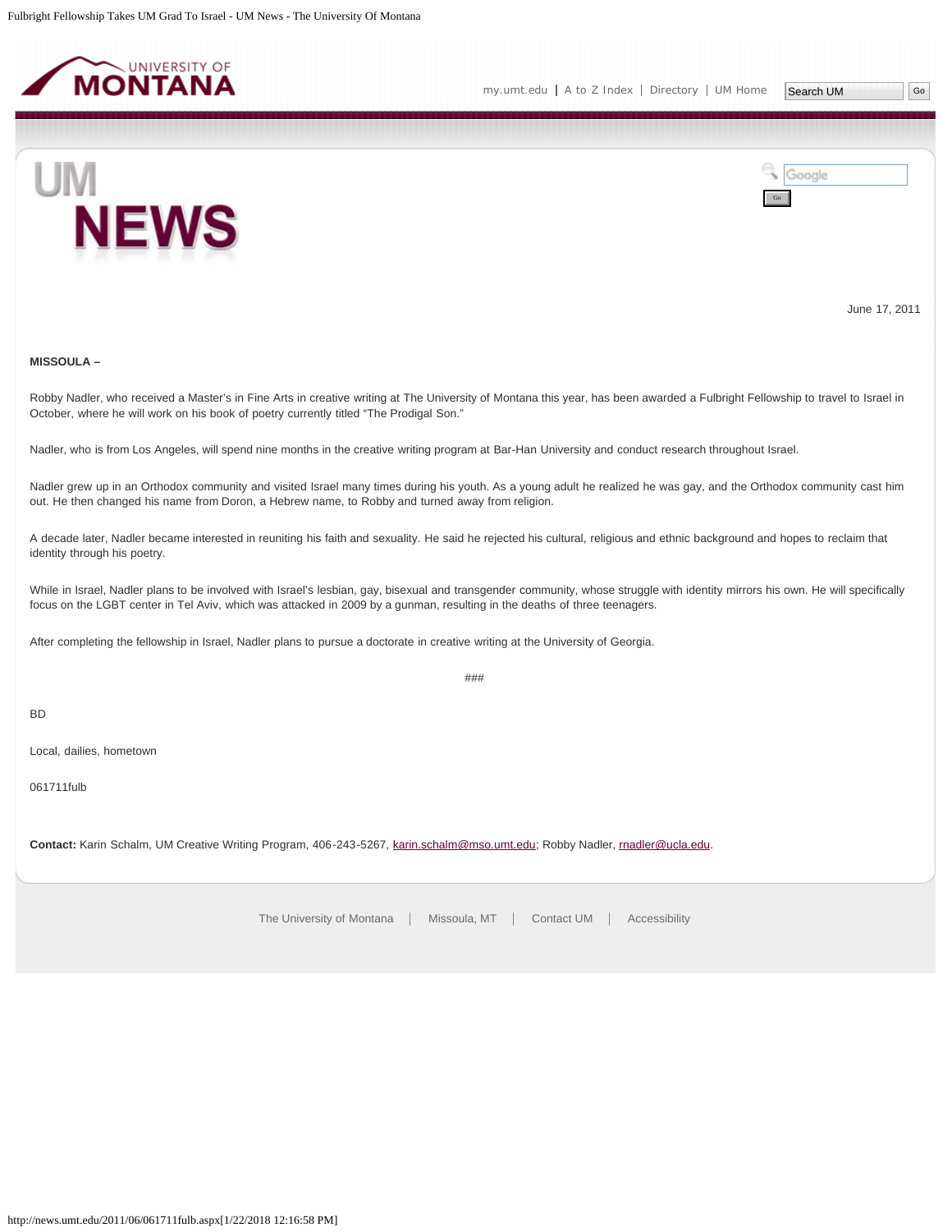June 17, 2011

**MISSOULA –**

Robby Nadler, who received a Master's in Fine Arts in creative writing at The University of Montana this year, has been awarded a Fulbright Fellowship to travel to Israel in October, where he will work on his book of poetry currently titled "The Prodigal Son."

Nadler, who is from Los Angeles, will spend nine months in the creative writing program at Bar-Han University and conduct research throughout Israel.

Nadler grew up in an Orthodox community and visited Israel many times during his youth. As a young adult he realized he was gay, and the Orthodox community cast him out. He then changed his name from Doron, a Hebrew name, to Robby and turned away from religion.

A decade later, Nadler became interested in reuniting his faith and sexuality. He said he rejected his cultural, religious and ethnic background and hopes to reclaim that identity through his poetry.

While in Israel, Nadler plans to be involved with Israel's lesbian, gay, bisexual and transgender community, whose struggle with identity mirrors his own. He will specifically focus on the LGBT center in Tel Aviv, which was attacked in 2009 by a gunman, resulting in the deaths of three teenagers.

After completing the fellowship in Israel, Nadler plans to pursue a doctorate in creative writing at the University of Georgia.

###

BD

Local, dailies, hometown

061711fulb

**Contact:** Karin Schalm, UM Creative Writing Program, 406-243-5267, karin.schalm@mso.umt.edu; Robby Nadler, rnadler@ucla.edu.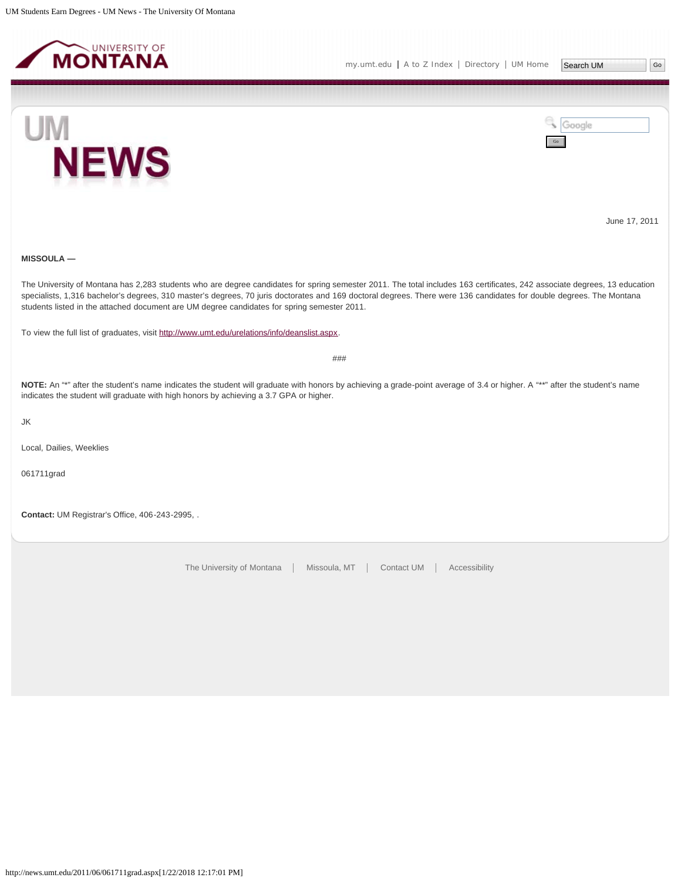June 17, 2011

**MISSOULA —**

The University of Montana has 2,283 students who are degree candidates for spring semester 2011. The total includes 163 certificates, 242 associate degrees, 13 education specialists, 1,316 bachelor's degrees, 310 master's degrees, 70 juris doctorates and 169 doctoral degrees. There were 136 candidates for double degrees. The Montana students listed in the attached document are UM degree candidates for spring semester 2011.

To view the full list of graduates, visit [http://www.umt.edu/urelations/info/deanslist.aspx](http://www.umt.edu/urelations/info/deanslist.aspx).

###

**NOTE:** An "*" after the student's name indicates the student will graduate with honors by achieving a grade-point average of 3.4 or higher. A "**" after the student's name indicates the student will graduate with high honors by achieving a 3.7 GPA or higher.

JK

Local, Dailies, Weeklies

061711grad

**Contact:** UM Registrar's Office, 406-243-2995, .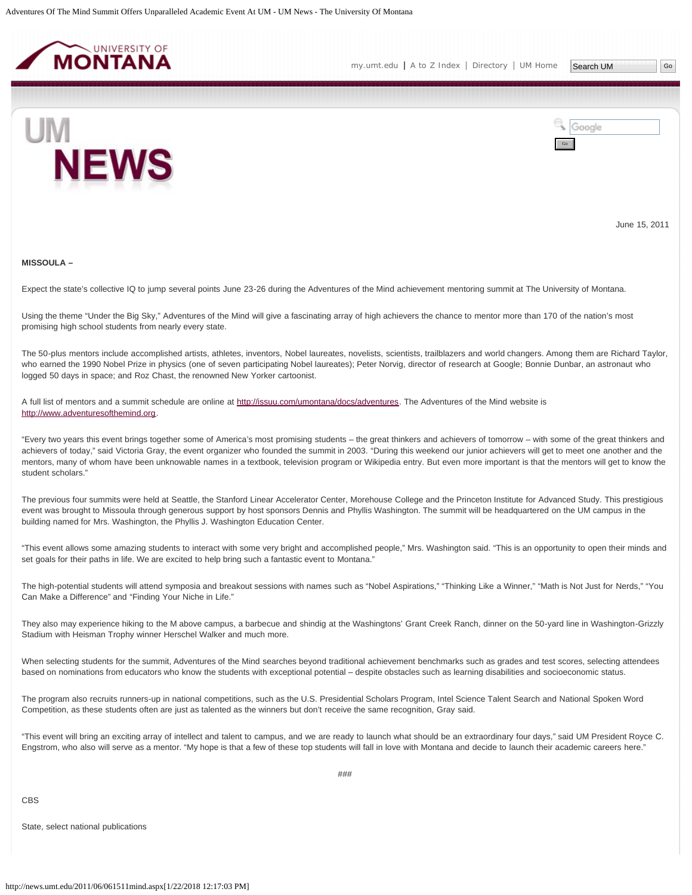June 15, 2011

**MISSOULA –**

Expect the state's collective IQ to jump several points June 23-26 during the Adventures of the Mind achievement mentoring summit at The University of Montana.

Using the theme "Under the Big Sky," Adventures of the Mind will give a fascinating array of high achievers the chance to mentor more than 170 of the nation's most promising high school students from nearly every state.

The 50-plus mentors include accomplished artists, athletes, inventors, Nobel laureates, novelists, scientists, trailblazers and world changers. Among them are Richard Taylor, who earned the 1990 Nobel Prize in physics (one of seven participating Nobel laureates); Peter Norvig, director of research at Google; Bonnie Dunbar, an astronaut who logged 50 days in space; and Roz Chast, the renowned New Yorker cartoonist.

A full list of mentors and a summit schedule are online at http://issuu.com/umontana/docs/adventures. The Adventures of the Mind website is http://www.adventuresofthemind.org.

"Every two years this event brings together some of America's most promising students – the great thinkers and achievers of tomorrow – with some of the great thinkers and achievers of today," said Victoria Gray, the event organizer who founded the summit in 2003. "During this weekend our junior achievers will get to meet one another and the mentors, many of whom have been unknowable names in a textbook, television program or Wikipedia entry. But even more important is that the mentors will get to know the student scholars."

The previous four summits were held at Seattle, the Stanford Linear Accelerator Center, Morehouse College and the Princeton Institute for Advanced Study. This prestigious event was brought to Missoula through generous support by host sponsors Dennis and Phyllis Washington. The summit will be headquartered on the UM campus in the building named for Mrs. Washington, the Phyllis J. Washington Education Center.

"This event allows some amazing students to interact with some very bright and accomplished people," Mrs. Washington said. "This is an opportunity to open their minds and set goals for their paths in life. We are excited to help bring such a fantastic event to Montana."

The high-potential students will attend symposia and breakout sessions with names such as "Nobel Aspirations," "Thinking Like a Winner," "Math is Not Just for Nerds," "You Can Make a Difference" and "Finding Your Niche in Life."

They also may experience hiking to the M above campus, a barbecue and shindig at the Washingtons' Grant Creek Ranch, dinner on the 50-yard line in Washington-Grizzly Stadium with Heisman Trophy winner Herschel Walker and much more.

When selecting students for the summit, Adventures of the Mind searches beyond traditional achievement benchmarks such as grades and test scores, selecting attendees based on nominations from educators who know the students with exceptional potential – despite obstacles such as learning disabilities and socioeconomic status.

The program also recruits runners-up in national competitions, such as the U.S. Presidential Scholars Program, Intel Science Talent Search and National Spoken Word Competition, as these students often are just as talented as the winners but don't receive the same recognition, Gray said.

"This event will bring an exciting array of intellect and talent to campus, and we are ready to launch what should be an extraordinary four days," said UM President Royce C. Engstrom, who also will serve as a mentor. "My hope is that a few of these top students will fall in love with Montana and decide to launch their academic careers here."

###

CBS

State, select national publications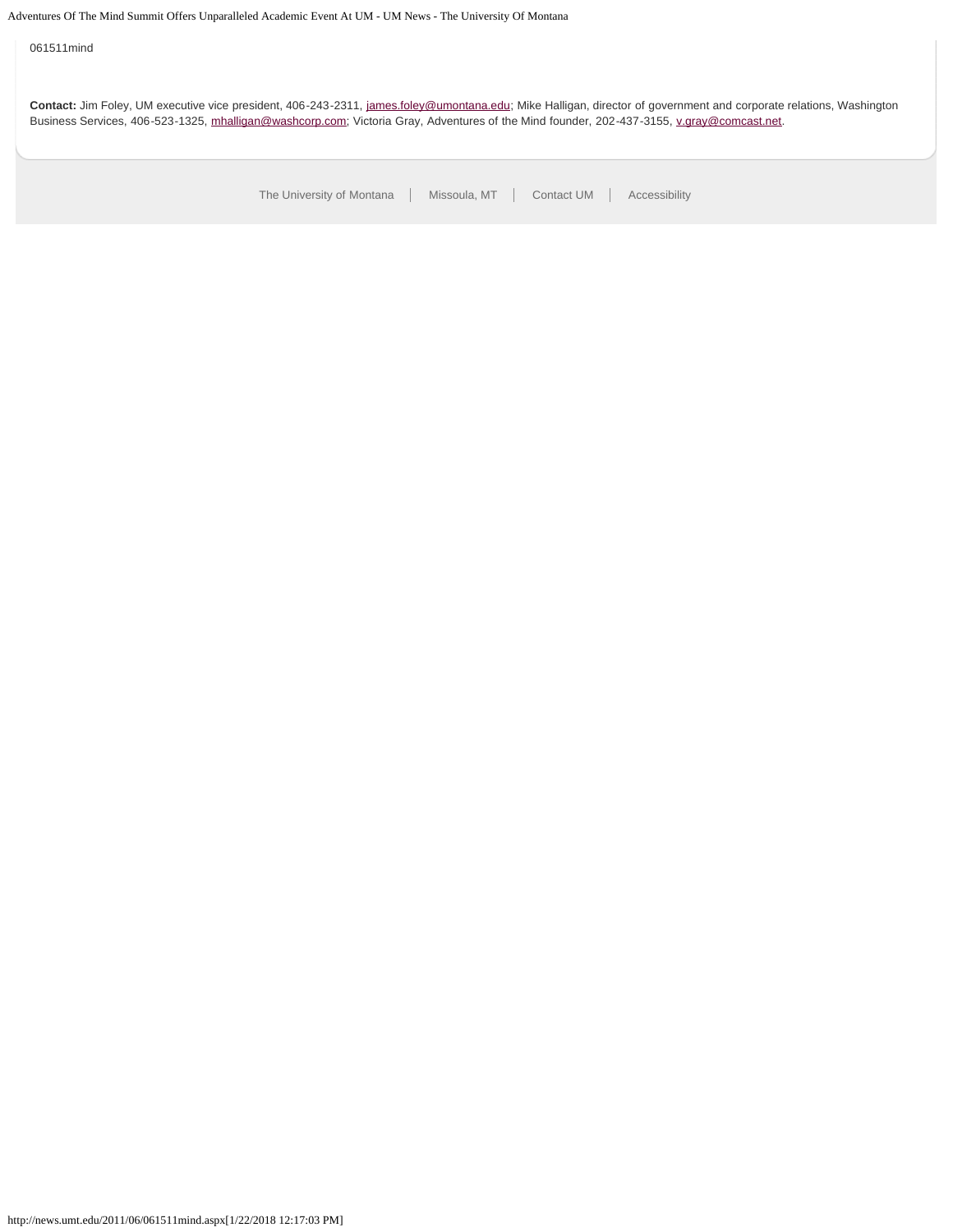061511mind

**Contact:** Jim Foley, UM executive vice president, 406-243-2311, james.foley@umontana.edu; Mike Halligan, director of government and corporate relations, Washington Business Services, 406-523-1325, mhalligan@washcorp.com; Victoria Gray, Adventures of the Mind founder, 202-437-3155, v.gray@comcast.net.

The University of Montana | Missoula, MT | Contact UM | Accessibility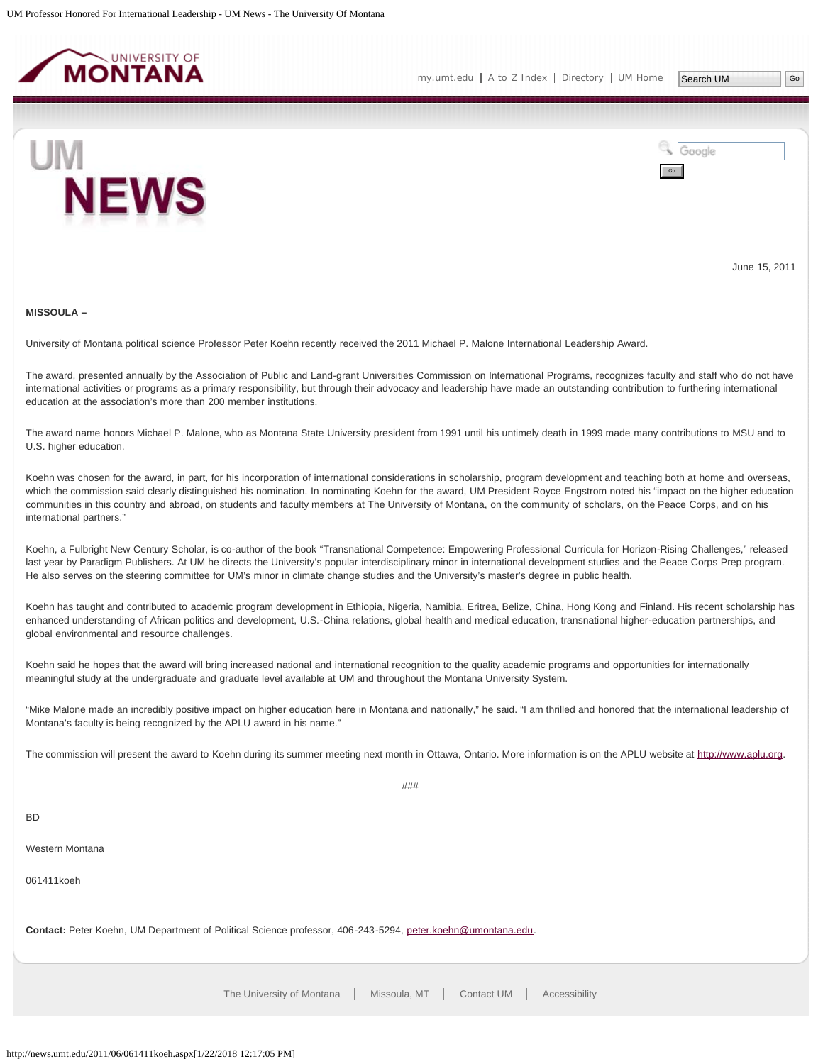June 15, 2011

**MISSOULA –**

University of Montana political science Professor Peter Koehn recently received the 2011 Michael P. Malone International Leadership Award.

The award, presented annually by the Association of Public and Land-grant Universities Commission on International Programs, recognizes faculty and staff who do not have international activities or programs as a primary responsibility, but through their advocacy and leadership have made an outstanding contribution to furthering international education at the association's more than 200 member institutions.

The award name honors Michael P. Malone, who as Montana State University president from 1991 until his untimely death in 1999 made many contributions to MSU and to U.S. higher education.

Koehn was chosen for the award, in part, for his incorporation of international considerations in scholarship, program development and teaching both at home and overseas, which the commission said clearly distinguished his nomination. In nominating Koehn for the award, UM President Royce Engstrom noted his "impact on the higher education communities in this country and abroad, on students and faculty members at The University of Montana, on the community of scholars, on the Peace Corps, and on his international partners."

Koehn, a Fulbright New Century Scholar, is co-author of the book "Transnational Competence: Empowering Professional Curricula for Horizon-Rising Challenges," released last year by Paradigm Publishers. At UM he directs the University's popular interdisciplinary minor in international development studies and the Peace Corps Prep program. He also serves on the steering committee for UM's minor in climate change studies and the University's master's degree in public health.

Koehn has taught and contributed to academic program development in Ethiopia, Nigeria, Namibia, Eritrea, Belize, China, Hong Kong and Finland. His recent scholarship has enhanced understanding of African politics and development, U.S.-China relations, global health and medical education, transnational higher-education partnerships, and global environmental and resource challenges.

Koehn said he hopes that the award will bring increased national and international recognition to the quality academic programs and opportunities for internationally meaningful study at the undergraduate and graduate level available at UM and throughout the Montana University System.

"Mike Malone made an incredibly positive impact on higher education here in Montana and nationally," he said. "I am thrilled and honored that the international leadership of Montana's faculty is being recognized by the APLU award in his name."

The commission will present the award to Koehn during its summer meeting next month in Ottawa, Ontario. More information is on the APLU website at http://www.aplu.org.

###

BD

Western Montana

061411koeh

**Contact:** Peter Koehn, UM Department of Political Science professor, 406-243-5294, peter.koehn@umontana.edu.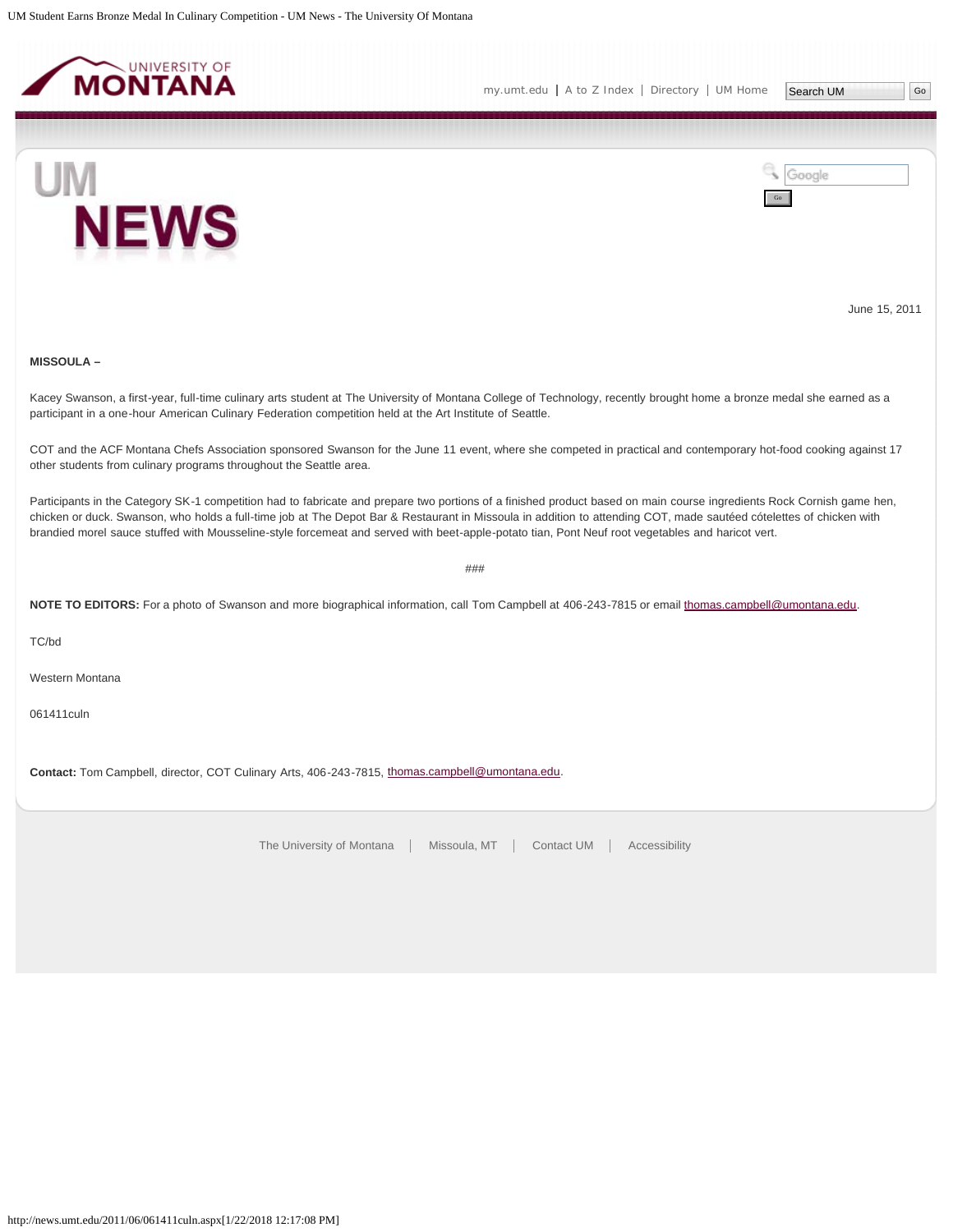June 15, 2011

**MISSOULA –**

Kacey Swanson, a first-year, full-time culinary arts student at The University of Montana College of Technology, recently brought home a bronze medal she earned as a participant in a one-hour American Culinary Federation competition held at the Art Institute of Seattle.

COT and the ACF Montana Chefs Association sponsored Swanson for the June 11 event, where she competed in practical and contemporary hot-food cooking against 17 other students from culinary programs throughout the Seattle area.

Participants in the Category SK-1 competition had to fabricate and prepare two portions of a finished product based on main course ingredients Rock Cornish game hen, chicken or duck. Swanson, who holds a full-time job at The Depot Bar & Restaurant in Missoula in addition to attending COT, made sautéed cótelettes of chicken with brandied morel sauce stuffed with Mousseline-style forcemeat and served with beet-apple-potato tian, Pont Neuf root vegetables and haricot vert.

###

**NOTE TO EDITORS:** For a photo of Swanson and more biographical information, call Tom Campbell at 406-243-7815 or email thomas.campbell@umontana.edu.

TC/bd

Western Montana

061411culn

**Contact:** Tom Campbell, director, COT Culinary Arts, 406-243-7815, thomas.campbell@umontana.edu.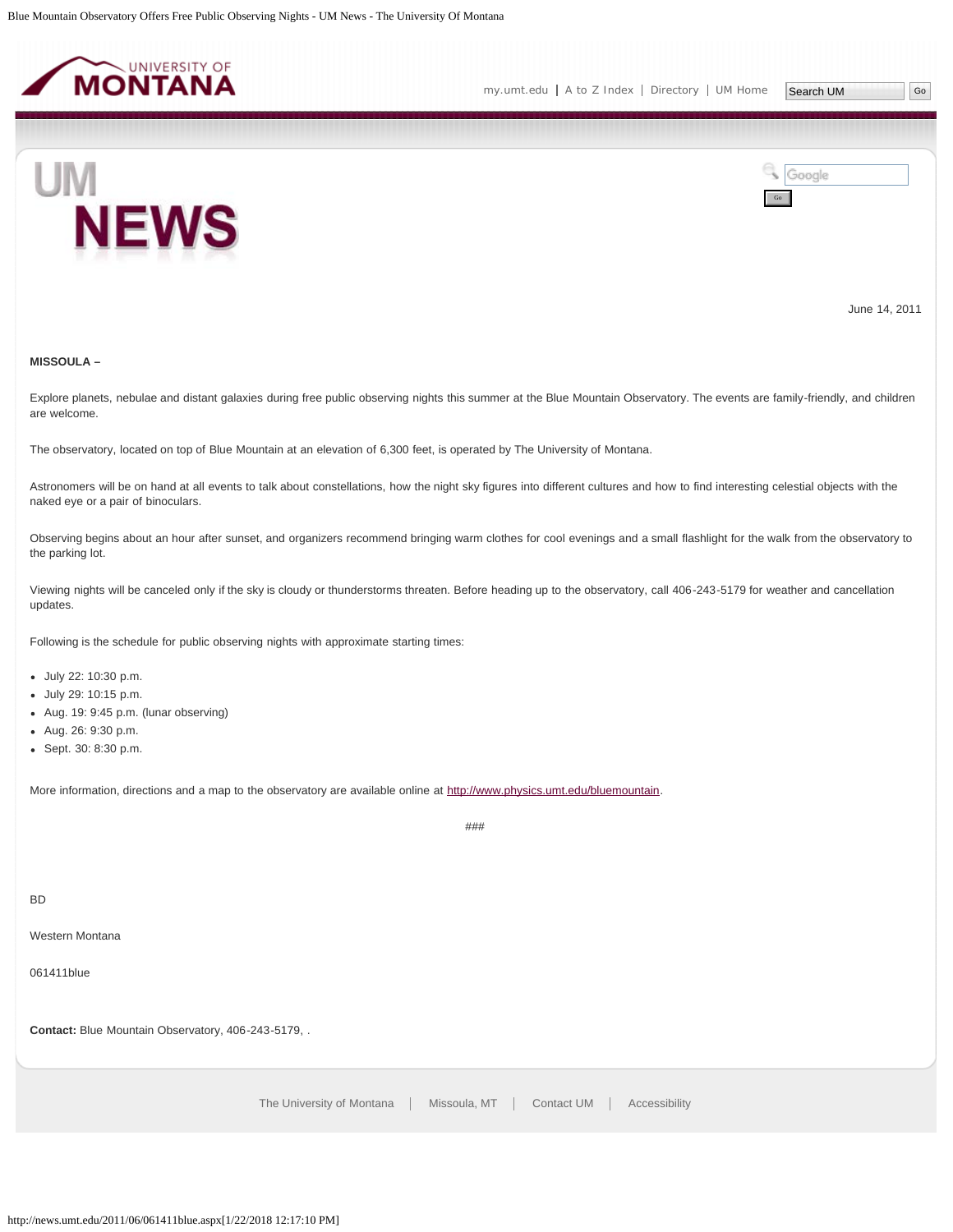June 14, 2011

**MISSOULA –**

Explore planets, nebulae and distant galaxies during free public observing nights this summer at the Blue Mountain Observatory. The events are family-friendly, and children are welcome.

The observatory, located on top of Blue Mountain at an elevation of 6,300 feet, is operated by The University of Montana.

Astronomers will be on hand at all events to talk about constellations, how the night sky figures into different cultures and how to find interesting celestial objects with the naked eye or a pair of binoculars.

Observing begins about an hour after sunset, and organizers recommend bringing warm clothes for cool evenings and a small flashlight for the walk from the observatory to the parking lot.

Viewing nights will be canceled only if the sky is cloudy or thunderstorms threaten. Before heading up to the observatory, call 406-243-5179 for weather and cancellation updates.

Following is the schedule for public observing nights with approximate starting times:

- July 22: 10:30 p.m.
- July 29: 10:15 p.m.
- Aug. 19: 9:45 p.m. (lunar observing)
- Aug. 26: 9:30 p.m.
- Sept. 30: 8:30 p.m.

More information, directions and a map to the observatory are available online at http://www.physics.umt.edu/bluemountain.

###

BD

Western Montana

061411blue

**Contact:** Blue Mountain Observatory, 406-243-5179, .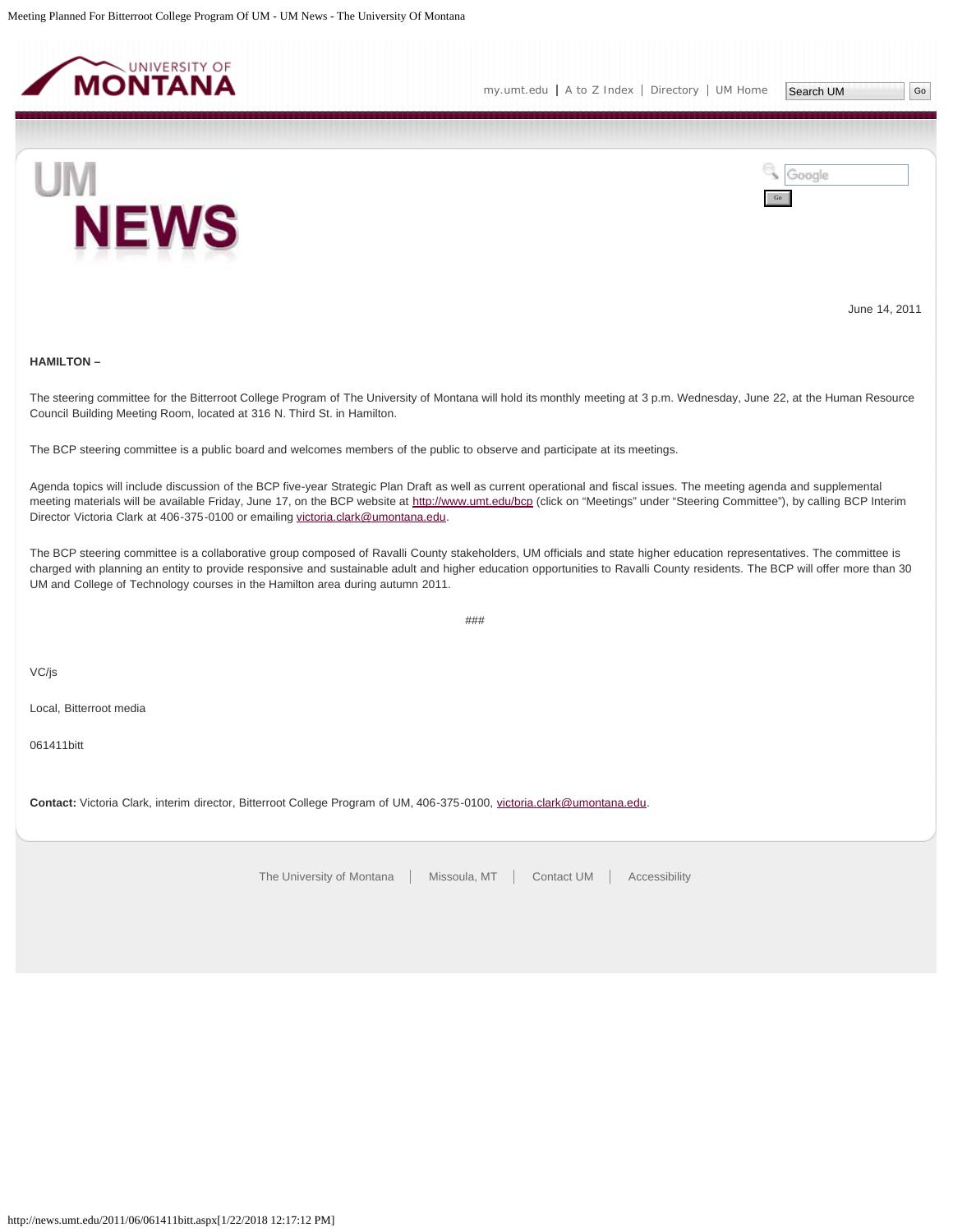June 14, 2011

**HAMILTON –**

The steering committee for the Bitterroot College Program of The University of Montana will hold its monthly meeting at 3 p.m. Wednesday, June 22, at the Human Resource Council Building Meeting Room, located at 316 N. Third St. in Hamilton.

The BCP steering committee is a public board and welcomes members of the public to observe and participate at its meetings.

Agenda topics will include discussion of the BCP five-year Strategic Plan Draft as well as current operational and fiscal issues. The meeting agenda and supplemental meeting materials will be available Friday, June 17, on the BCP website at http://www.umt.edu/bcp (click on "Meetings" under "Steering Committee"), by calling BCP Interim Director Victoria Clark at 406-375-0100 or emailing victoria.clark@umontana.edu.

The BCP steering committee is a collaborative group composed of Ravalli County stakeholders, UM officials and state higher education representatives. The committee is charged with planning an entity to provide responsive and sustainable adult and higher education opportunities to Ravalli County residents. The BCP will offer more than 30 UM and College of Technology courses in the Hamilton area during autumn 2011.

###

VC/js

Local, Bitterroot media

061411bitt

**Contact:** Victoria Clark, interim director, Bitterroot College Program of UM, 406-375-0100, victoria.clark@umontana.edu.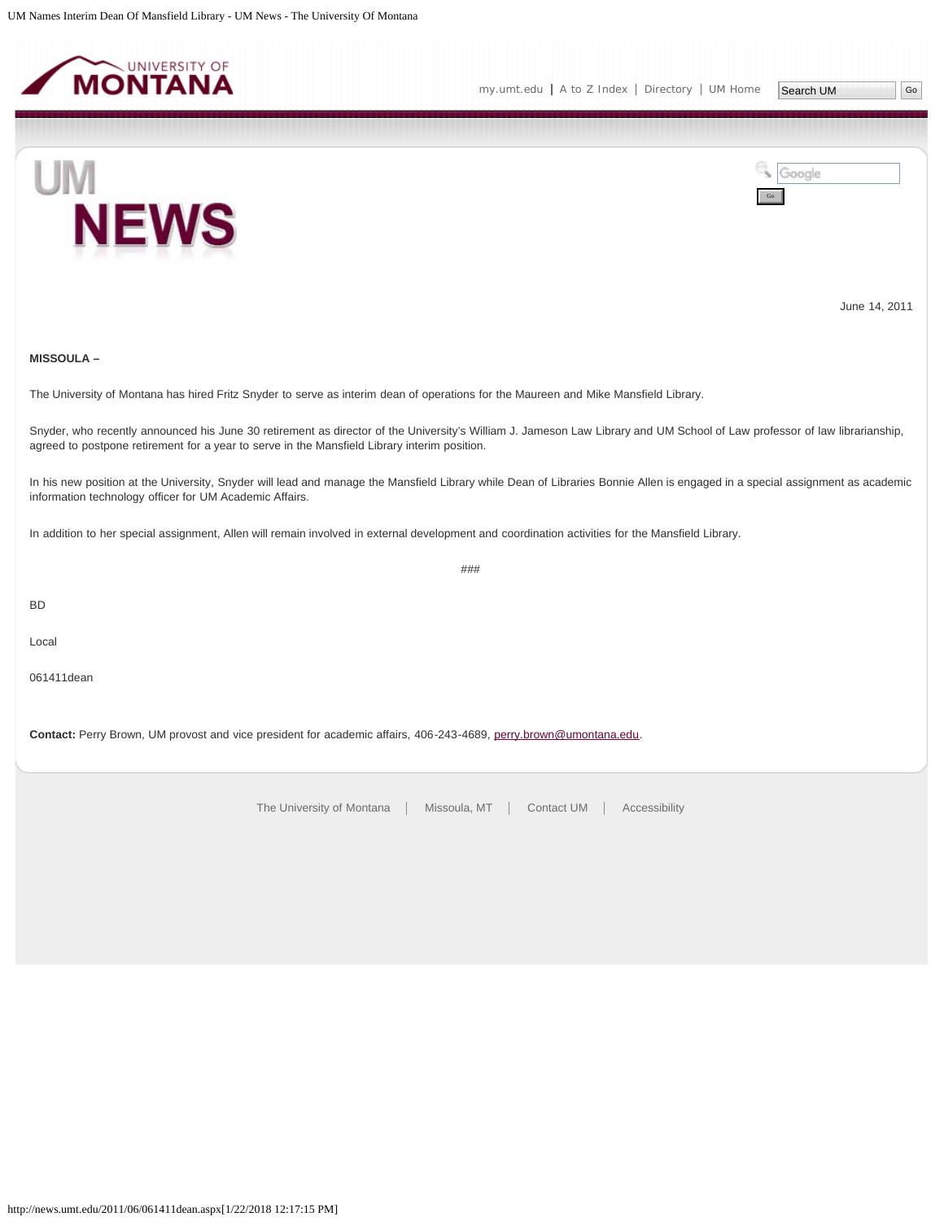June 14, 2011

**MISSOULA –**

The University of Montana has hired Fritz Snyder to serve as interim dean of operations for the Maureen and Mike Mansfield Library.

Snyder, who recently announced his June 30 retirement as director of the University's William J. Jameson Law Library and UM School of Law professor of law librarianship, agreed to postpone retirement for a year to serve in the Mansfield Library interim position.

In his new position at the University, Snyder will lead and manage the Mansfield Library while Dean of Libraries Bonnie Allen is engaged in a special assignment as academic information technology officer for UM Academic Affairs.

In addition to her special assignment, Allen will remain involved in external development and coordination activities for the Mansfield Library.

###

BD

Local

061411dean

**Contact:** Perry Brown, UM provost and vice president for academic affairs, 406-243-4689, perry.brown@umontana.edu.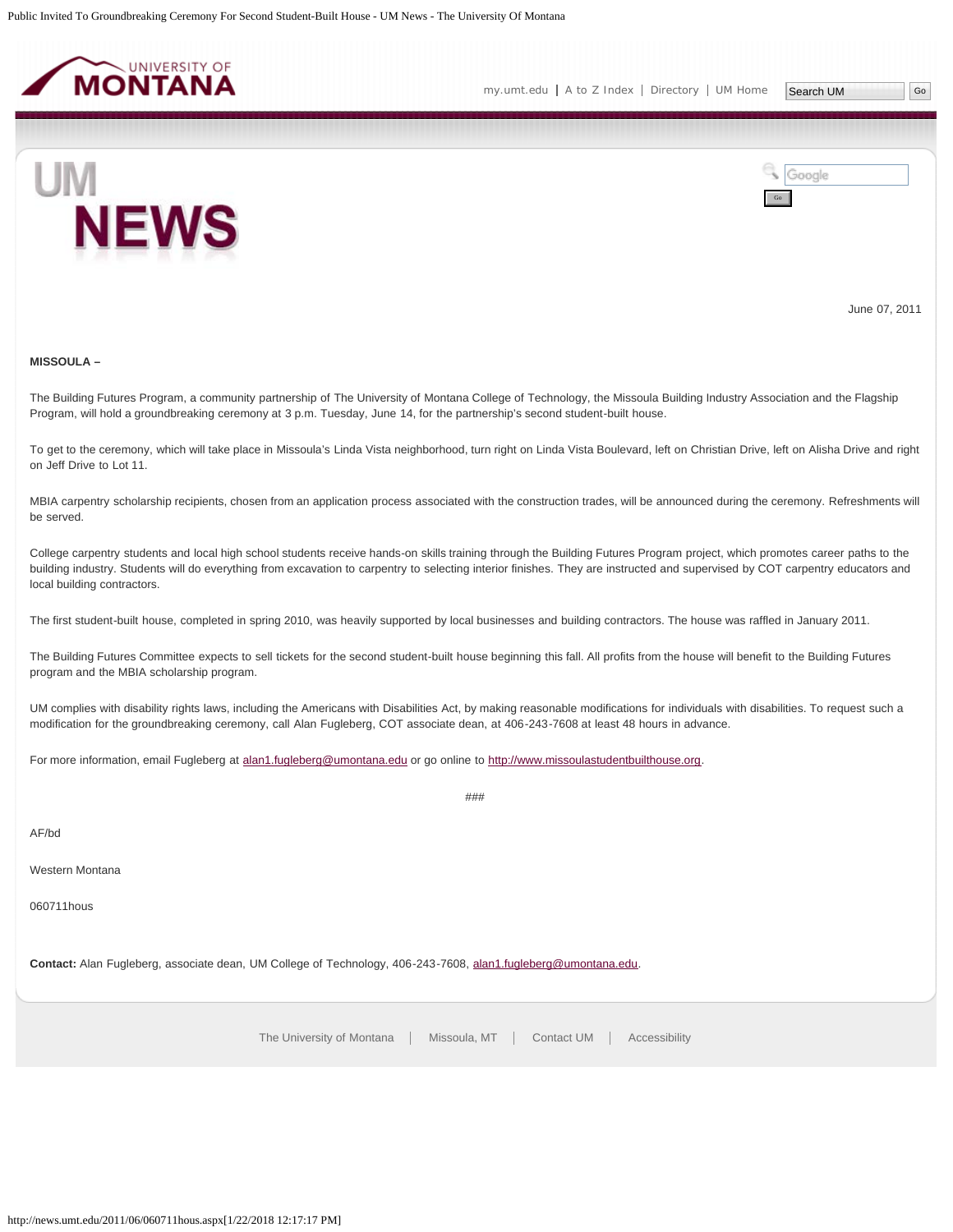June 07, 2011

**MISSOULA –**

The Building Futures Program, a community partnership of The University of Montana College of Technology, the Missoula Building Industry Association and the Flagship Program, will hold a groundbreaking ceremony at 3 p.m. Tuesday, June 14, for the partnership's second student-built house.

To get to the ceremony, which will take place in Missoula's Linda Vista neighborhood, turn right on Linda Vista Boulevard, left on Christian Drive, left on Alisha Drive and right on Jeff Drive to Lot 11.

MBIA carpentry scholarship recipients, chosen from an application process associated with the construction trades, will be announced during the ceremony. Refreshments will be served.

College carpentry students and local high school students receive hands-on skills training through the Building Futures Program project, which promotes career paths to the building industry. Students will do everything from excavation to carpentry to selecting interior finishes. They are instructed and supervised by COT carpentry educators and local building contractors.

The first student-built house, completed in spring 2010, was heavily supported by local businesses and building contractors. The house was raffled in January 2011.

The Building Futures Committee expects to sell tickets for the second student-built house beginning this fall. All profits from the house will benefit to the Building Futures program and the MBIA scholarship program.

UM complies with disability rights laws, including the Americans with Disabilities Act, by making reasonable modifications for individuals with disabilities. To request such a modification for the groundbreaking ceremony, call Alan Fugleberg, COT associate dean, at 406-243-7608 at least 48 hours in advance.

For more information, email Fugleberg at alan1.fugleberg@umontana.edu or go online to http://www.missoulastudentbuilthouse.org.

###

AF/bd

Western Montana

060711hous

**Contact:** Alan Fugleberg, associate dean, UM College of Technology, 406-243-7608, alan1.fugleberg@umontana.edu.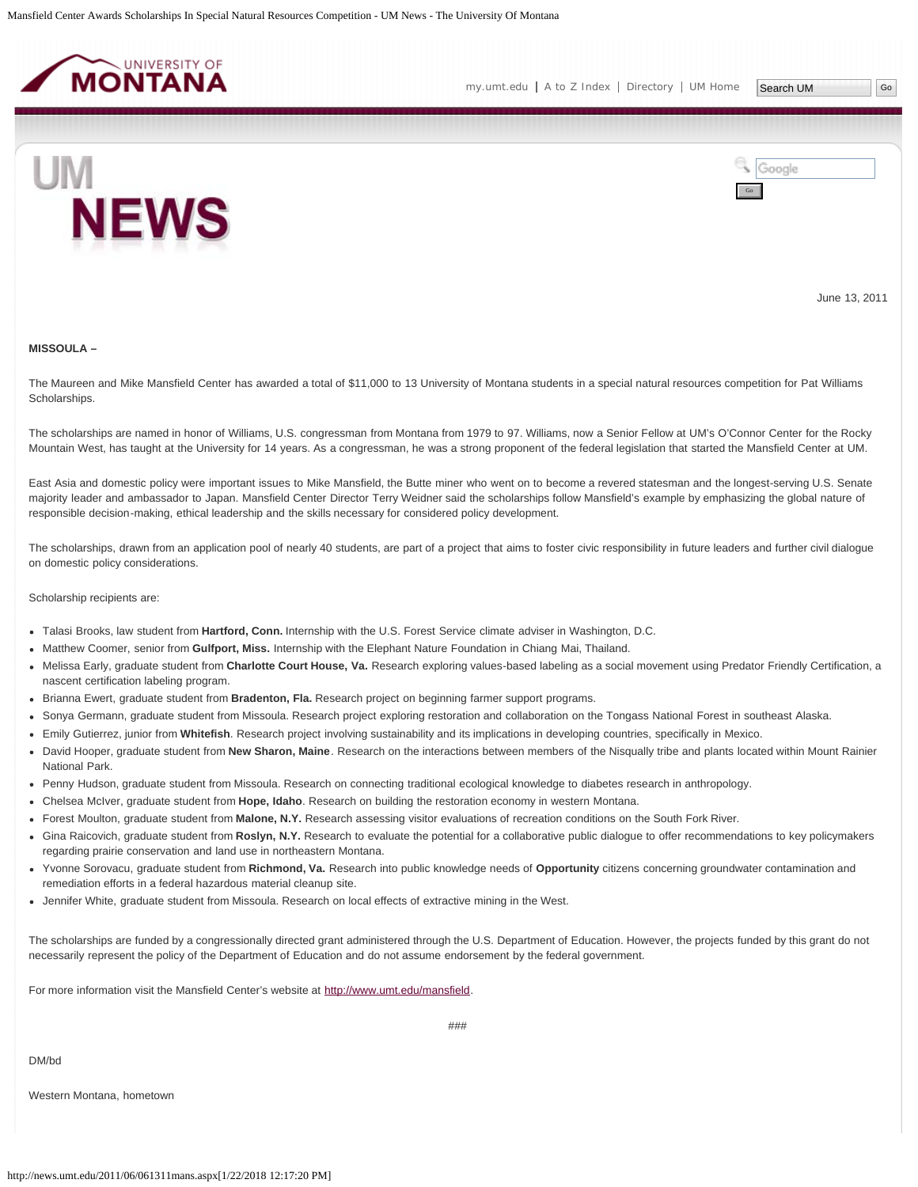June 13, 2011

**MISSOULA –**

The Maureen and Mike Mansfield Center has awarded a total of $11,000 to 13 University of Montana students in a special natural resources competition for Pat Williams Scholarships.

The scholarships are named in honor of Williams, U.S. congressman from Montana from 1979 to 97. Williams, now a Senior Fellow at UM's O'Connor Center for the Rocky Mountain West, has taught at the University for 14 years. As a congressman, he was a strong proponent of the federal legislation that started the Mansfield Center at UM.

East Asia and domestic policy were important issues to Mike Mansfield, the Butte miner who went on to become a revered statesman and the longest-serving U.S. Senate majority leader and ambassador to Japan. Mansfield Center Director Terry Weidner said the scholarships follow Mansfield's example by emphasizing the global nature of responsible decision-making, ethical leadership and the skills necessary for considered policy development.

The scholarships, drawn from an application pool of nearly 40 students, are part of a project that aims to foster civic responsibility in future leaders and further civil dialogue on domestic policy considerations.

Scholarship recipients are:

- Talasi Brooks, law student from **Hartford, Conn.** Internship with the U.S. Forest Service climate adviser in Washington, D.C.
- Matthew Coomer, senior from **Gulfport, Miss.** Internship with the Elephant Nature Foundation in Chiang Mai, Thailand.
- Melissa Early, graduate student from **Charlotte Court House, Va.** Research exploring values-based labeling as a social movement using Predator Friendly Certification, a nascent certification labeling program.
- Brianna Ewert, graduate student from **Bradenton, Fla.** Research project on beginning farmer support programs.
- Sonya Germann, graduate student from Missoula. Research project exploring restoration and collaboration on the Tongass National Forest in southeast Alaska.
- Emily Gutierrez, junior from **Whitefish**. Research project involving sustainability and its implications in developing countries, specifically in Mexico.
- David Hooper, graduate student from **New Sharon, Maine**. Research on the interactions between members of the Nisqually tribe and plants located within Mount Rainier National Park.
- Penny Hudson, graduate student from Missoula. Research on connecting traditional ecological knowledge to diabetes research in anthropology.
- Chelsea McIver, graduate student from **Hope, Idaho**. Research on building the restoration economy in western Montana.
- Forest Moulton, graduate student from **Malone, N.Y.** Research assessing visitor evaluations of recreation conditions on the South Fork River.
- Gina Raicovich, graduate student from **Roslyn, N.Y.** Research to evaluate the potential for a collaborative public dialogue to offer recommendations to key policymakers regarding prairie conservation and land use in northeastern Montana.
- Yvonne Sorovacu, graduate student from **Richmond, Va.** Research into public knowledge needs of **Opportunity** citizens concerning groundwater contamination and remediation efforts in a federal hazardous material cleanup site.
- Jennifer White, graduate student from Missoula. Research on local effects of extractive mining in the West.

The scholarships are funded by a congressionally directed grant administered through the U.S. Department of Education. However, the projects funded by this grant do not necessarily represent the policy of the Department of Education and do not assume endorsement by the federal government.

For more information visit the Mansfield Center's website at http://www.umt.edu/mansfield.

###

DM/bd

Western Montana, hometown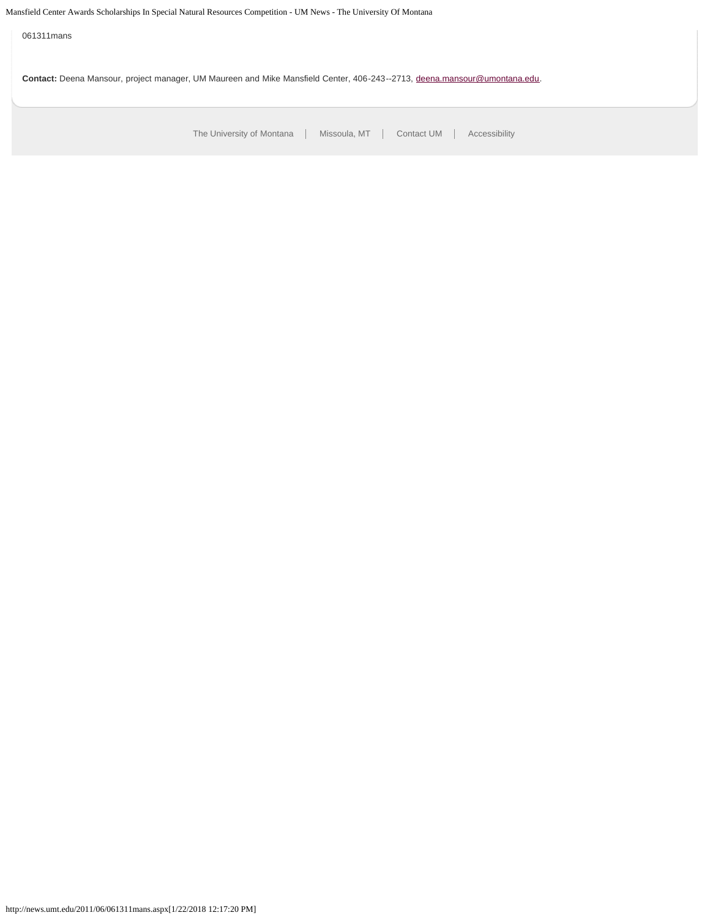061311mans

**Contact:** Deena Mansour, project manager, UM Maureen and Mike Mansfield Center, 406-243--2713, deena.mansour@umontana.edu.

The University of Montana | Missoula, MT | Contact UM | Accessibility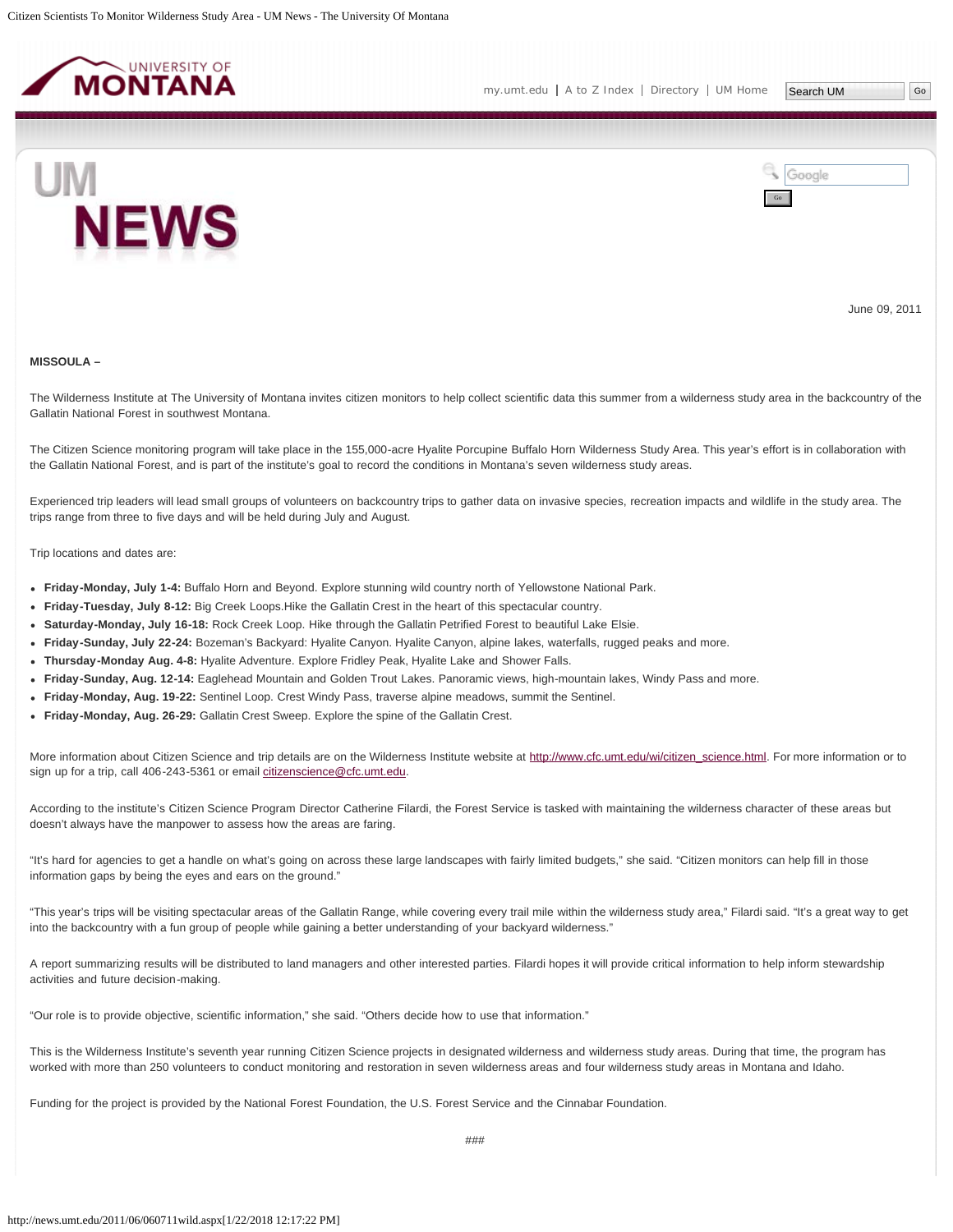June 09, 2011

**MISSOULA –**

The Wilderness Institute at The University of Montana invites citizen monitors to help collect scientific data this summer from a wilderness study area in the backcountry of the Gallatin National Forest in southwest Montana.

The Citizen Science monitoring program will take place in the 155,000-acre Hyalite Porcupine Buffalo Horn Wilderness Study Area. This year's effort is in collaboration with the Gallatin National Forest, and is part of the institute's goal to record the conditions in Montana's seven wilderness study areas.

Experienced trip leaders will lead small groups of volunteers on backcountry trips to gather data on invasive species, recreation impacts and wildlife in the study area. The trips range from three to five days and will be held during July and August.

Trip locations and dates are:

- **Friday-Monday, July 1-4:** Buffalo Horn and Beyond. Explore stunning wild country north of Yellowstone National Park.
- **Friday-Tuesday, July 8-12:** Big Creek Loops.Hike the Gallatin Crest in the heart of this spectacular country.
- **Saturday-Monday, July 16-18:** Rock Creek Loop. Hike through the Gallatin Petrified Forest to beautiful Lake Elsie.
- **Friday-Sunday, July 22-24:** Bozeman's Backyard: Hyalite Canyon. Hyalite Canyon, alpine lakes, waterfalls, rugged peaks and more.
- **Thursday-Monday Aug. 4-8:** Hyalite Adventure. Explore Fridley Peak, Hyalite Lake and Shower Falls.
- **Friday-Sunday, Aug. 12-14:** Eaglehead Mountain and Golden Trout Lakes. Panoramic views, high-mountain lakes, Windy Pass and more.
- **Friday-Monday, Aug. 19-22:** Sentinel Loop. Crest Windy Pass, traverse alpine meadows, summit the Sentinel.
- **Friday-Monday, Aug. 26-29:** Gallatin Crest Sweep. Explore the spine of the Gallatin Crest.

More information about Citizen Science and trip details are on the Wilderness Institute website at http://www.cfc.umt.edu/wi/citizen_science.html. For more information or to sign up for a trip, call 406-243-5361 or email citizenscience@cfc.umt.edu.

According to the institute's Citizen Science Program Director Catherine Filardi, the Forest Service is tasked with maintaining the wilderness character of these areas but doesn't always have the manpower to assess how the areas are faring.

"It's hard for agencies to get a handle on what's going on across these large landscapes with fairly limited budgets," she said. "Citizen monitors can help fill in those information gaps by being the eyes and ears on the ground."

"This year's trips will be visiting spectacular areas of the Gallatin Range, while covering every trail mile within the wilderness study area," Filardi said. "It's a great way to get into the backcountry with a fun group of people while gaining a better understanding of your backyard wilderness."

A report summarizing results will be distributed to land managers and other interested parties. Filardi hopes it will provide critical information to help inform stewardship activities and future decision-making.

"Our role is to provide objective, scientific information," she said. "Others decide how to use that information."

This is the Wilderness Institute's seventh year running Citizen Science projects in designated wilderness and wilderness study areas. During that time, the program has worked with more than 250 volunteers to conduct monitoring and restoration in seven wilderness areas and four wilderness study areas in Montana and Idaho.

Funding for the project is provided by the National Forest Foundation, the U.S. Forest Service and the Cinnabar Foundation.

###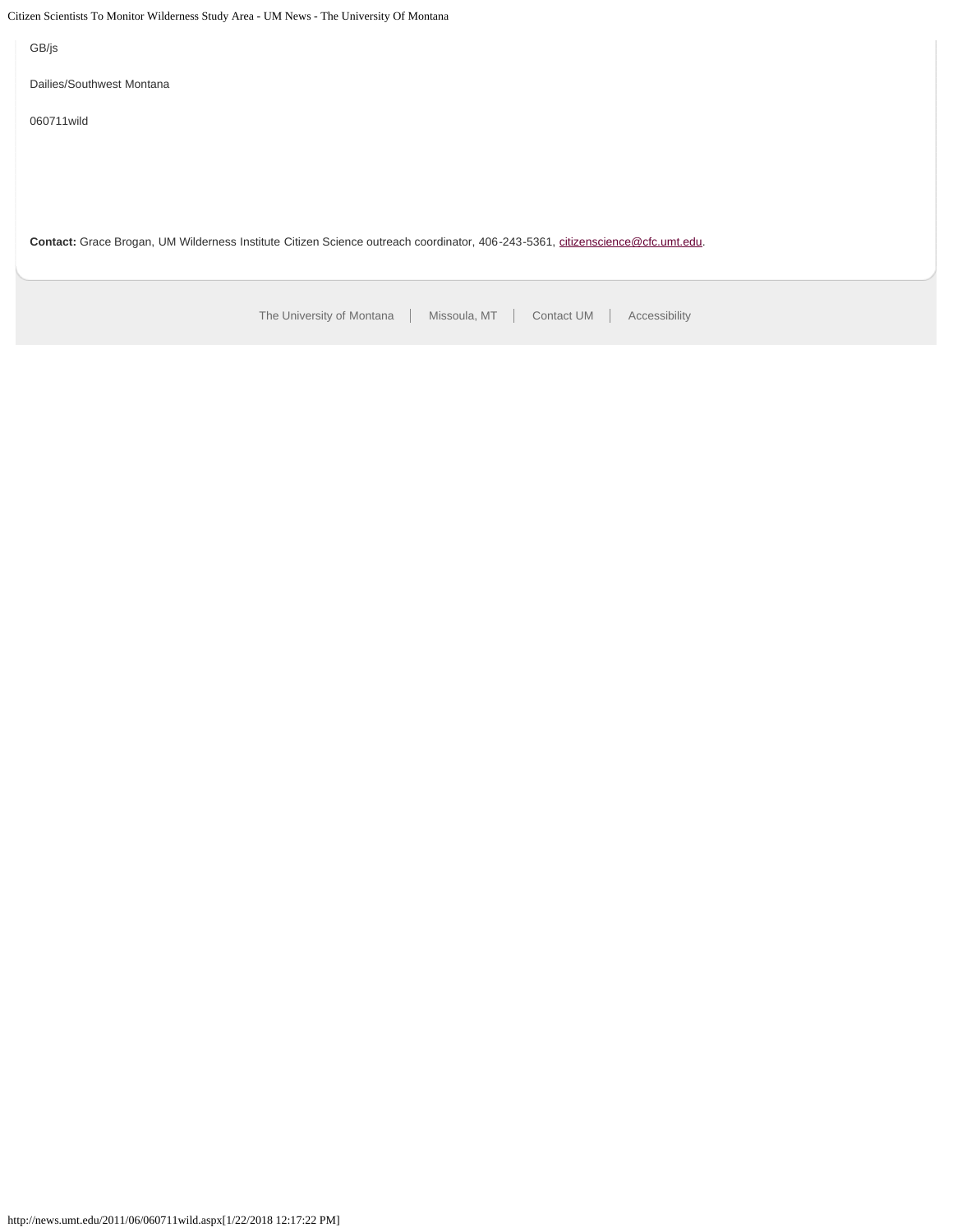GB/js

Dailies/Southwest Montana

060711wild

**Contact:** Grace Brogan, UM Wilderness Institute Citizen Science outreach coordinator, 406-243-5361, citizenscience@cfc.umt.edu.

The University of Montana | Missoula, MT | Contact UM | Accessibility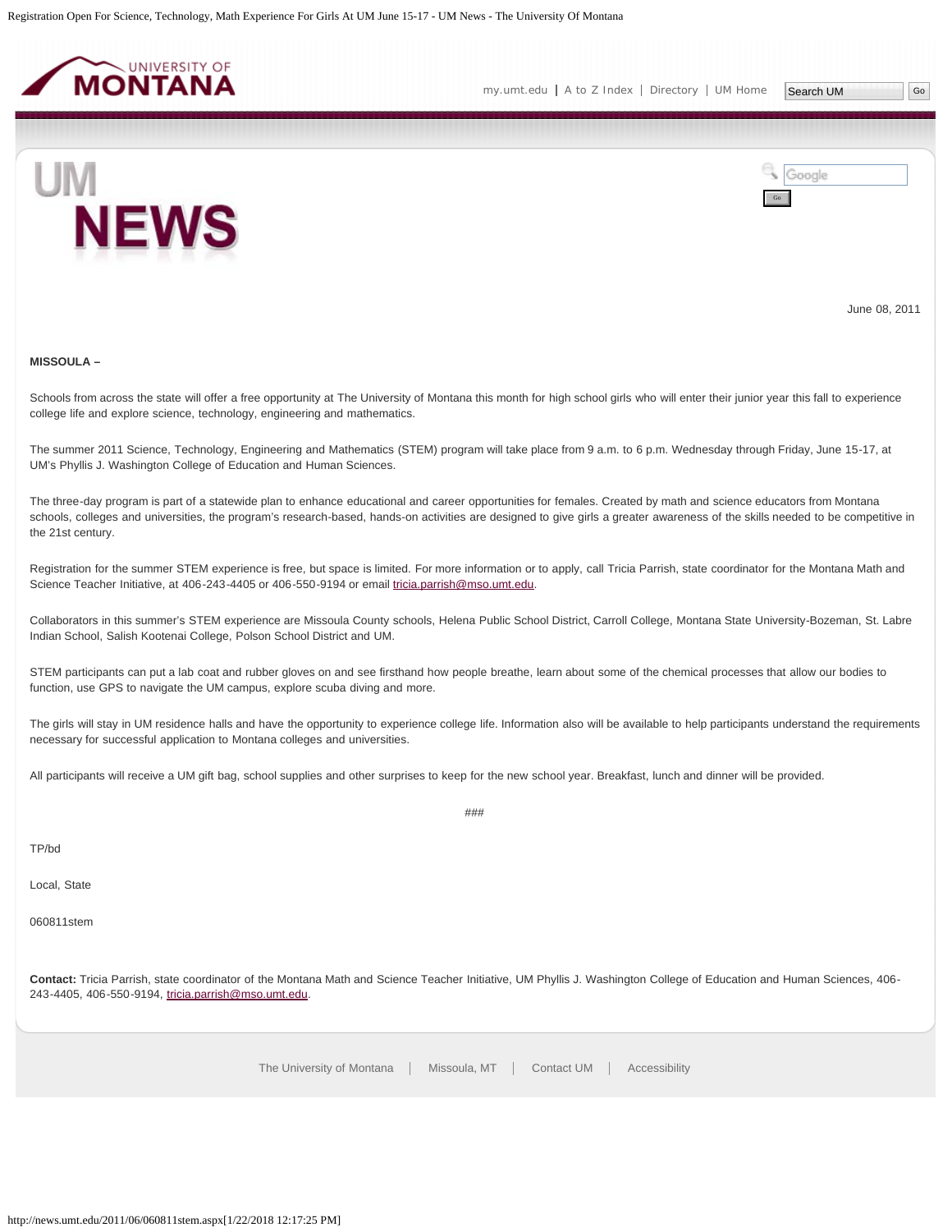June 08, 2011

**MISSOULA –**

Schools from across the state will offer a free opportunity at The University of Montana this month for high school girls who will enter their junior year this fall to experience college life and explore science, technology, engineering and mathematics.

The summer 2011 Science, Technology, Engineering and Mathematics (STEM) program will take place from 9 a.m. to 6 p.m. Wednesday through Friday, June 15-17, at UM's Phyllis J. Washington College of Education and Human Sciences.

The three-day program is part of a statewide plan to enhance educational and career opportunities for females. Created by math and science educators from Montana schools, colleges and universities, the program's research-based, hands-on activities are designed to give girls a greater awareness of the skills needed to be competitive in the 21st century.

Registration for the summer STEM experience is free, but space is limited. For more information or to apply, call Tricia Parrish, state coordinator for the Montana Math and Science Teacher Initiative, at 406-243-4405 or 406-550-9194 or email tricia.parrish@mso.umt.edu.

Collaborators in this summer's STEM experience are Missoula County schools, Helena Public School District, Carroll College, Montana State University-Bozeman, St. Labre Indian School, Salish Kootenai College, Polson School District and UM.

STEM participants can put a lab coat and rubber gloves on and see firsthand how people breathe, learn about some of the chemical processes that allow our bodies to function, use GPS to navigate the UM campus, explore scuba diving and more.

The girls will stay in UM residence halls and have the opportunity to experience college life. Information also will be available to help participants understand the requirements necessary for successful application to Montana colleges and universities.

All participants will receive a UM gift bag, school supplies and other surprises to keep for the new school year. Breakfast, lunch and dinner will be provided.

###

TP/bd

Local, State

060811stem

**Contact:** Tricia Parrish, state coordinator of the Montana Math and Science Teacher Initiative, UM Phyllis J. Washington College of Education and Human Sciences, 406-243-4405, 406-550-9194, tricia.parrish@mso.umt.edu.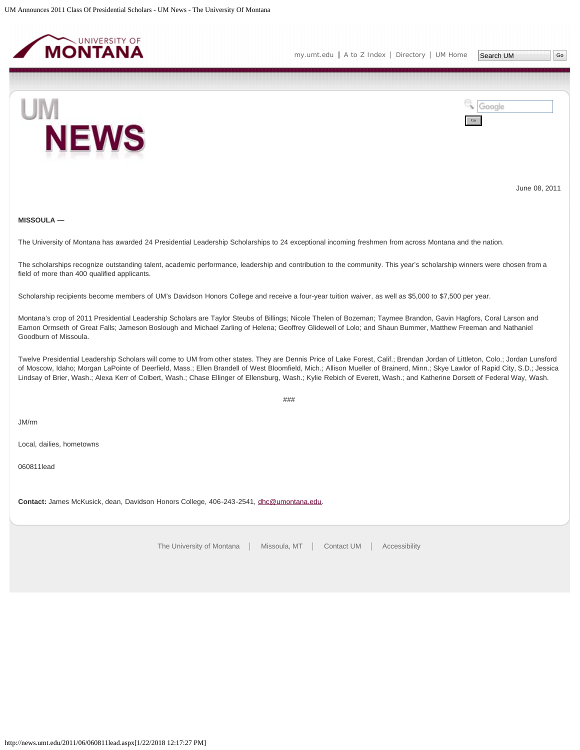June 08, 2011

**MISSOULA —**

The University of Montana has awarded 24 Presidential Leadership Scholarships to 24 exceptional incoming freshmen from across Montana and the nation.

The scholarships recognize outstanding talent, academic performance, leadership and contribution to the community. This year's scholarship winners were chosen from a field of more than 400 qualified applicants.

Scholarship recipients become members of UM's Davidson Honors College and receive a four-year tuition waiver, as well as $5,000 to $7,500 per year.

Montana's crop of 2011 Presidential Leadership Scholars are Taylor Steubs of Billings; Nicole Thelen of Bozeman; Taymee Brandon, Gavin Hagfors, Coral Larson and Eamon Ormseth of Great Falls; Jameson Boslough and Michael Zarling of Helena; Geoffrey Glidewell of Lolo; and Shaun Bummer, Matthew Freeman and Nathaniel Goodburn of Missoula.

Twelve Presidential Leadership Scholars will come to UM from other states. They are Dennis Price of Lake Forest, Calif.; Brendan Jordan of Littleton, Colo.; Jordan Lunsford of Moscow, Idaho; Morgan LaPointe of Deerfield, Mass.; Ellen Brandell of West Bloomfield, Mich.; Allison Mueller of Brainerd, Minn.; Skye Lawlor of Rapid City, S.D.; Jessica Lindsay of Brier, Wash.; Alexa Kerr of Colbert, Wash.; Chase Ellinger of Ellensburg, Wash.; Kylie Rebich of Everett, Wash.; and Katherine Dorsett of Federal Way, Wash.

###

JM/rm

Local, dailies, hometowns

060811lead

**Contact:** James McKusick, dean, Davidson Honors College, 406-243-2541, dhc@umontana.edu.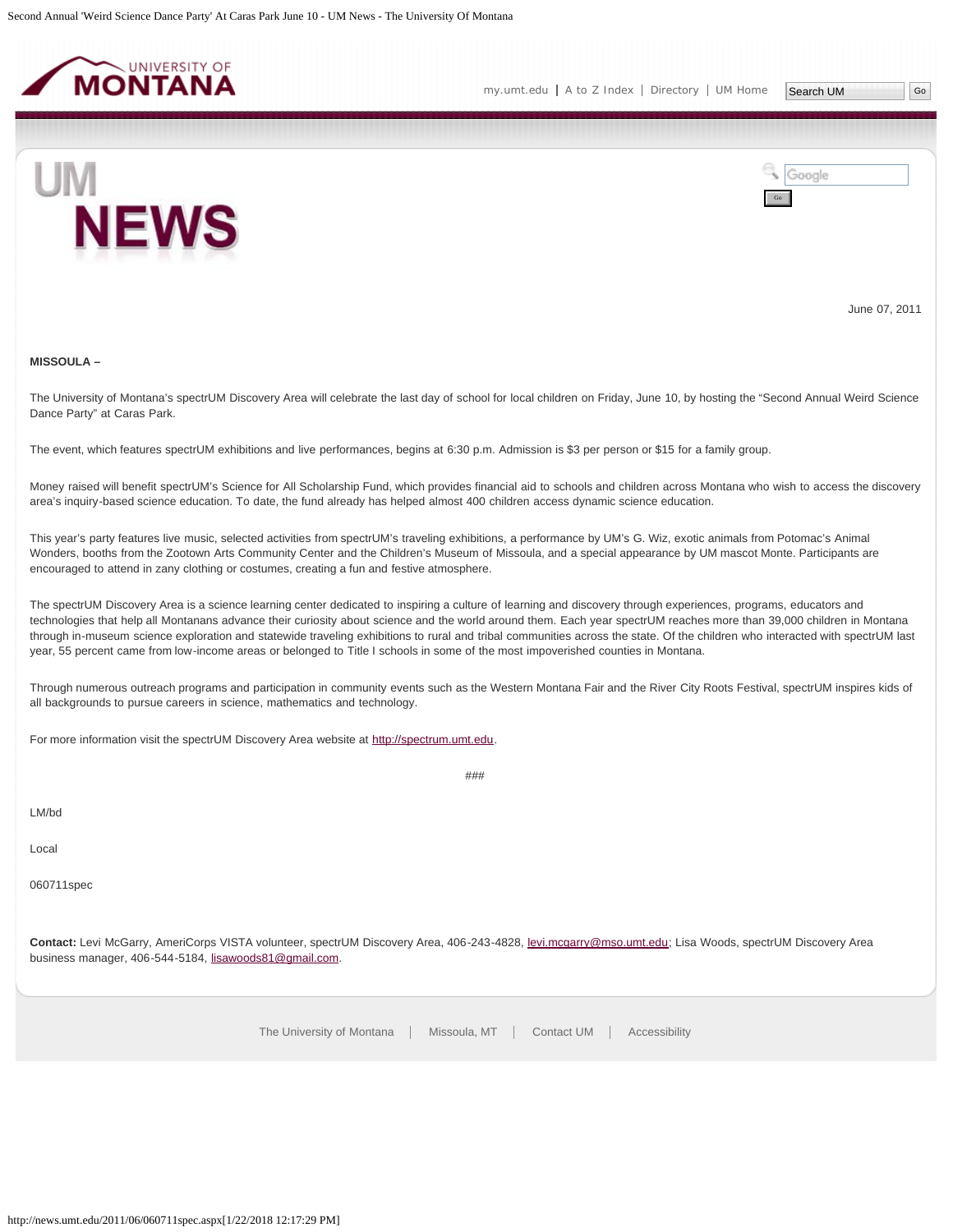June 07, 2011

**MISSOULA –**

The University of Montana's spectrUM Discovery Area will celebrate the last day of school for local children on Friday, June 10, by hosting the "Second Annual Weird Science Dance Party" at Caras Park.

The event, which features spectrUM exhibitions and live performances, begins at 6:30 p.m. Admission is $3 per person or $15 for a family group.

Money raised will benefit spectrUM's Science for All Scholarship Fund, which provides financial aid to schools and children across Montana who wish to access the discovery area's inquiry-based science education. To date, the fund already has helped almost 400 children access dynamic science education.

This year's party features live music, selected activities from spectrUM's traveling exhibitions, a performance by UM's G. Wiz, exotic animals from Potomac's Animal Wonders, booths from the Zootown Arts Community Center and the Children's Museum of Missoula, and a special appearance by UM mascot Monte. Participants are encouraged to attend in zany clothing or costumes, creating a fun and festive atmosphere.

The spectrUM Discovery Area is a science learning center dedicated to inspiring a culture of learning and discovery through experiences, programs, educators and technologies that help all Montanans advance their curiosity about science and the world around them. Each year spectrUM reaches more than 39,000 children in Montana through in-museum science exploration and statewide traveling exhibitions to rural and tribal communities across the state. Of the children who interacted with spectrUM last year, 55 percent came from low-income areas or belonged to Title I schools in some of the most impoverished counties in Montana.

Through numerous outreach programs and participation in community events such as the Western Montana Fair and the River City Roots Festival, spectrUM inspires kids of all backgrounds to pursue careers in science, mathematics and technology.

For more information visit the spectrUM Discovery Area website at http://spectrum.umt.edu.

###

LM/bd

Local

060711spec

**Contact:** Levi McGarry, AmeriCorps VISTA volunteer, spectrUM Discovery Area, 406-243-4828, levi.mcgarry@mso.umt.edu; Lisa Woods, spectrUM Discovery Area business manager, 406-544-5184, lisawoods81@gmail.com.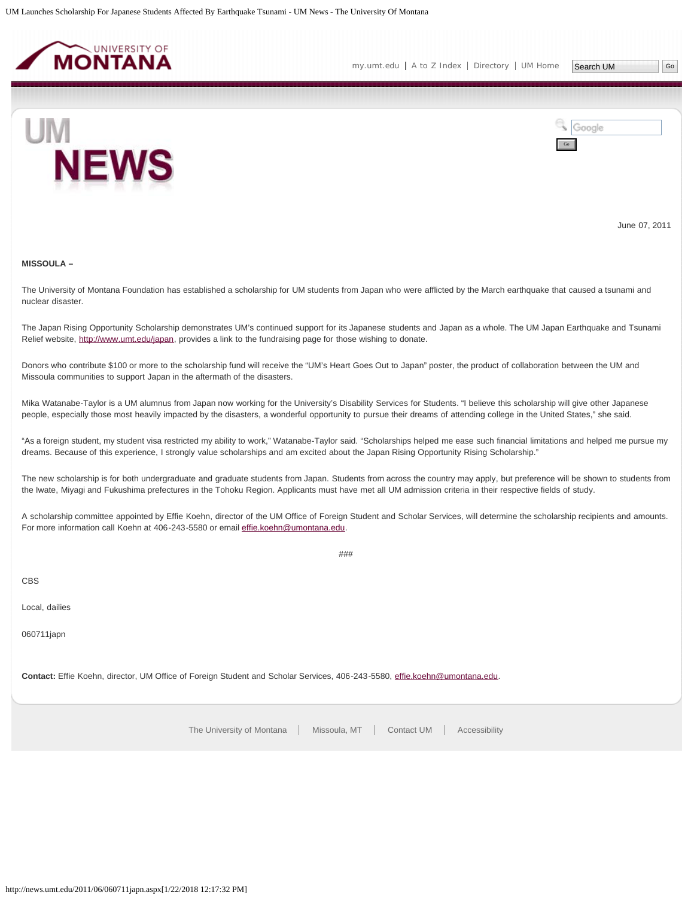June 07, 2011

**MISSOULA –**

The University of Montana Foundation has established a scholarship for UM students from Japan who were afflicted by the March earthquake that caused a tsunami and nuclear disaster.

The Japan Rising Opportunity Scholarship demonstrates UM's continued support for its Japanese students and Japan as a whole. The UM Japan Earthquake and Tsunami Relief website, http://www.umt.edu/japan, provides a link to the fundraising page for those wishing to donate.

Donors who contribute $100 or more to the scholarship fund will receive the "UM's Heart Goes Out to Japan" poster, the product of collaboration between the UM and Missoula communities to support Japan in the aftermath of the disasters.

Mika Watanabe-Taylor is a UM alumnus from Japan now working for the University's Disability Services for Students. "I believe this scholarship will give other Japanese people, especially those most heavily impacted by the disasters, a wonderful opportunity to pursue their dreams of attending college in the United States," she said.

"As a foreign student, my student visa restricted my ability to work," Watanabe-Taylor said. "Scholarships helped me ease such financial limitations and helped me pursue my dreams. Because of this experience, I strongly value scholarships and am excited about the Japan Rising Opportunity Rising Scholarship."

The new scholarship is for both undergraduate and graduate students from Japan. Students from across the country may apply, but preference will be shown to students from the Iwate, Miyagi and Fukushima prefectures in the Tohoku Region. Applicants must have met all UM admission criteria in their respective fields of study.

A scholarship committee appointed by Effie Koehn, director of the UM Office of Foreign Student and Scholar Services, will determine the scholarship recipients and amounts. For more information call Koehn at 406-243-5580 or email effie.koehn@umontana.edu.

###

CBS

Local, dailies

060711japn

**Contact:** Effie Koehn, director, UM Office of Foreign Student and Scholar Services, 406-243-5580, effie.koehn@umontana.edu.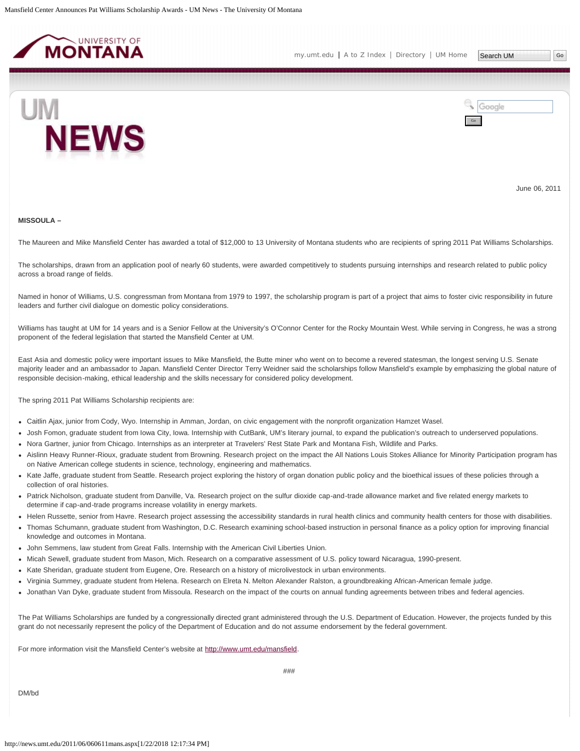June 06, 2011

**MISSOULA –**

The Maureen and Mike Mansfield Center has awarded a total of $12,000 to 13 University of Montana students who are recipients of spring 2011 Pat Williams Scholarships.

The scholarships, drawn from an application pool of nearly 60 students, were awarded competitively to students pursuing internships and research related to public policy across a broad range of fields.

Named in honor of Williams, U.S. congressman from Montana from 1979 to 1997, the scholarship program is part of a project that aims to foster civic responsibility in future leaders and further civil dialogue on domestic policy considerations.

Williams has taught at UM for 14 years and is a Senior Fellow at the University's O'Connor Center for the Rocky Mountain West. While serving in Congress, he was a strong proponent of the federal legislation that started the Mansfield Center at UM.

East Asia and domestic policy were important issues to Mike Mansfield, the Butte miner who went on to become a revered statesman, the longest serving U.S. Senate majority leader and an ambassador to Japan. Mansfield Center Director Terry Weidner said the scholarships follow Mansfield's example by emphasizing the global nature of responsible decision-making, ethical leadership and the skills necessary for considered policy development.

The spring 2011 Pat Williams Scholarship recipients are:

- Caitlin Ajax, junior from Cody, Wyo. Internship in Amman, Jordan, on civic engagement with the nonprofit organization Hamzet Wasel.
- Josh Fomon, graduate student from Iowa City, Iowa. Internship with CutBank, UM's literary journal, to expand the publication's outreach to underserved populations.
- Nora Gartner, junior from Chicago. Internships as an interpreter at Travelers' Rest State Park and Montana Fish, Wildlife and Parks.
- Aislinn Heavy Runner-Rioux, graduate student from Browning. Research project on the impact the All Nations Louis Stokes Alliance for Minority Participation program has on Native American college students in science, technology, engineering and mathematics.
- Kate Jaffe, graduate student from Seattle. Research project exploring the history of organ donation public policy and the bioethical issues of these policies through a collection of oral histories.
- Patrick Nicholson, graduate student from Danville, Va. Research project on the sulfur dioxide cap-and-trade allowance market and five related energy markets to determine if cap-and-trade programs increase volatility in energy markets.
- Helen Russette, senior from Havre. Research project assessing the accessibility standards in rural health clinics and community health centers for those with disabilities.
- Thomas Schumann, graduate student from Washington, D.C. Research examining school-based instruction in personal finance as a policy option for improving financial knowledge and outcomes in Montana.
- John Semmens, law student from Great Falls. Internship with the American Civil Liberties Union.
- Micah Sewell, graduate student from Mason, Mich. Research on a comparative assessment of U.S. policy toward Nicaragua, 1990-present.
- Kate Sheridan, graduate student from Eugene, Ore. Research on a history of microlivestock in urban environments.
- Virginia Summey, graduate student from Helena. Research on Elreta N. Melton Alexander Ralston, a groundbreaking African-American female judge.
- Jonathan Van Dyke, graduate student from Missoula. Research on the impact of the courts on annual funding agreements between tribes and federal agencies.

The Pat Williams Scholarships are funded by a congressionally directed grant administered through the U.S. Department of Education. However, the projects funded by this grant do not necessarily represent the policy of the Department of Education and do not assume endorsement by the federal government.

For more information visit the Mansfield Center's website at http://www.umt.edu/mansfield.

###

DM/bd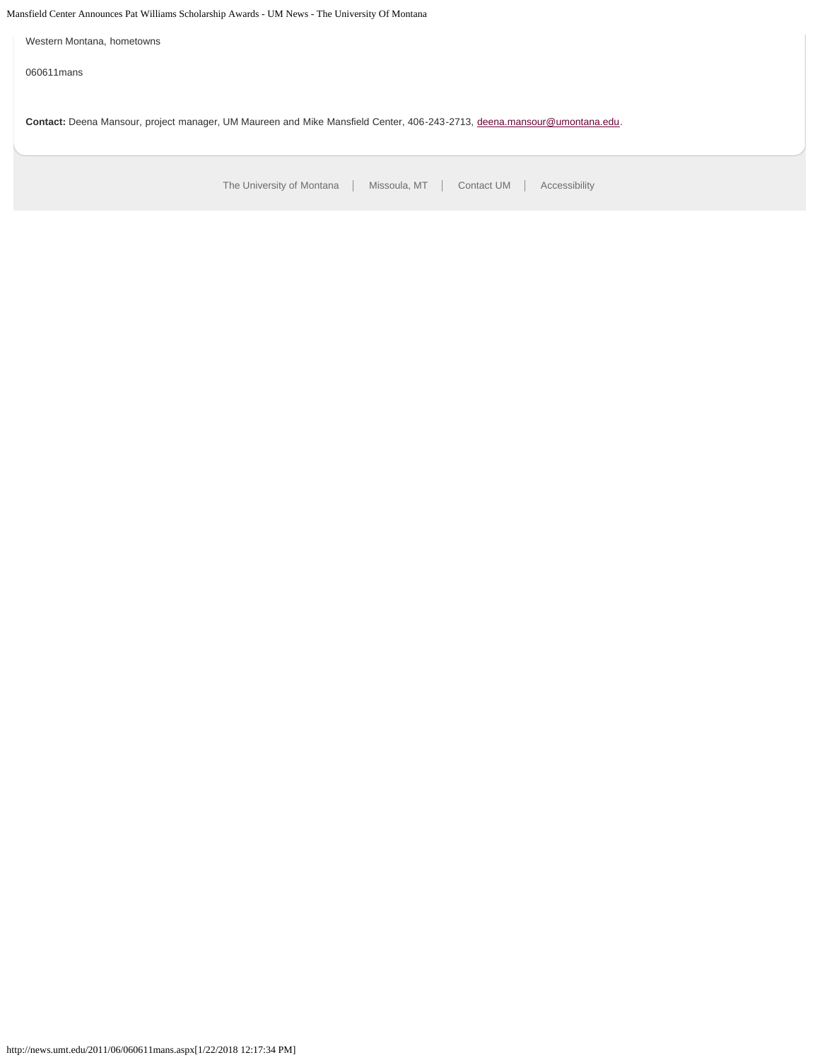Western Montana, hometowns

060611mans

**Contact:** Deena Mansour, project manager, UM Maureen and Mike Mansfield Center, 406-243-2713, deena.mansour@umontana.edu.

The University of Montana | Missoula, MT | Contact UM | Accessibility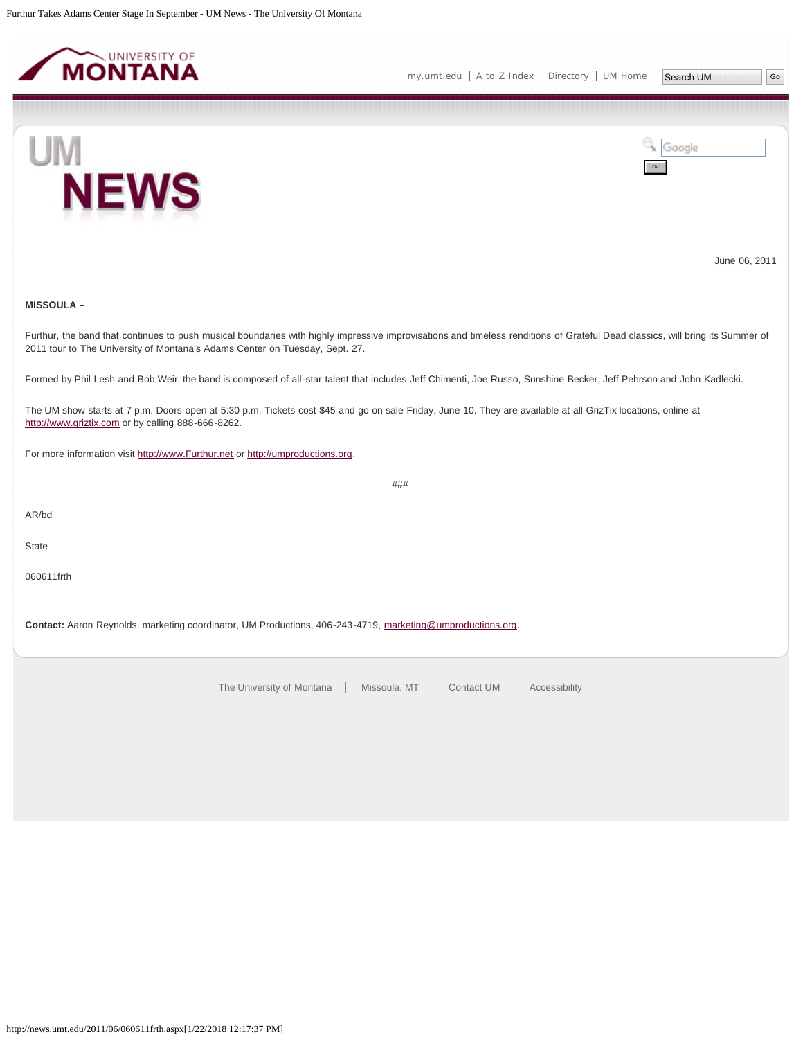June 06, 2011

**MISSOULA –**

Furthur, the band that continues to push musical boundaries with highly impressive improvisations and timeless renditions of Grateful Dead classics, will bring its Summer of 2011 tour to The University of Montana's Adams Center on Tuesday, Sept. 27.

Formed by Phil Lesh and Bob Weir, the band is composed of all-star talent that includes Jeff Chimenti, Joe Russo, Sunshine Becker, Jeff Pehrson and John Kadlecki.

The UM show starts at 7 p.m. Doors open at 5:30 p.m. Tickets cost $45 and go on sale Friday, June 10. They are available at all GrizTix locations, online at http://www.griztix.com or by calling 888-666-8262.

For more information visit http://www.Furthur.net or http://umproductions.org.

###

AR/bd

State

060611frth

**Contact:** Aaron Reynolds, marketing coordinator, UM Productions, 406-243-4719, marketing@umproductions.org.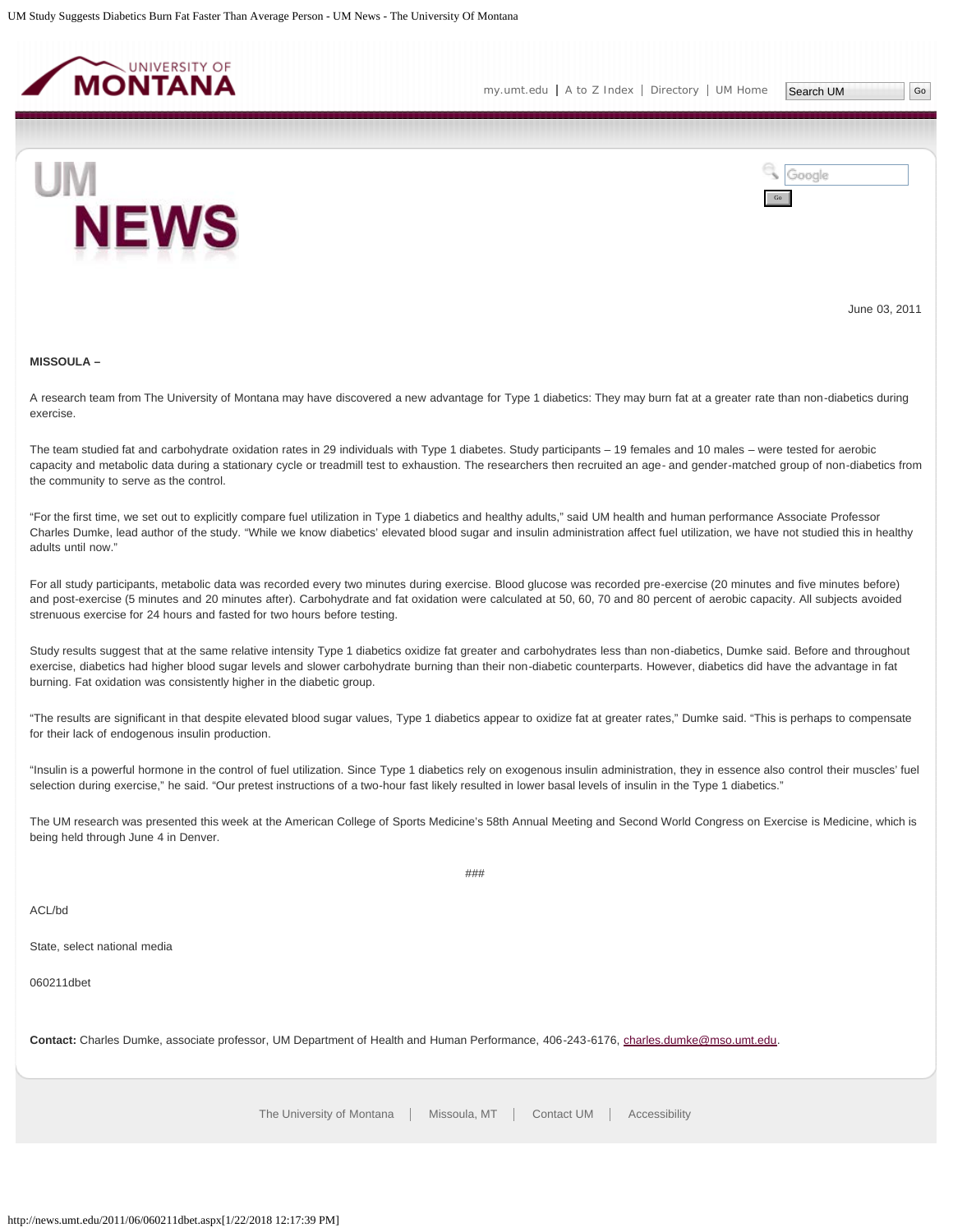June 03, 2011

**MISSOULA –**

A research team from The University of Montana may have discovered a new advantage for Type 1 diabetics: They may burn fat at a greater rate than non-diabetics during exercise.

The team studied fat and carbohydrate oxidation rates in 29 individuals with Type 1 diabetes. Study participants – 19 females and 10 males – were tested for aerobic capacity and metabolic data during a stationary cycle or treadmill test to exhaustion. The researchers then recruited an age- and gender-matched group of non-diabetics from the community to serve as the control.

"For the first time, we set out to explicitly compare fuel utilization in Type 1 diabetics and healthy adults," said UM health and human performance Associate Professor Charles Dumke, lead author of the study. "While we know diabetics' elevated blood sugar and insulin administration affect fuel utilization, we have not studied this in healthy adults until now."

For all study participants, metabolic data was recorded every two minutes during exercise. Blood glucose was recorded pre-exercise (20 minutes and five minutes before) and post-exercise (5 minutes and 20 minutes after). Carbohydrate and fat oxidation were calculated at 50, 60, 70 and 80 percent of aerobic capacity. All subjects avoided strenuous exercise for 24 hours and fasted for two hours before testing.

Study results suggest that at the same relative intensity Type 1 diabetics oxidize fat greater and carbohydrates less than non-diabetics, Dumke said. Before and throughout exercise, diabetics had higher blood sugar levels and slower carbohydrate burning than their non-diabetic counterparts. However, diabetics did have the advantage in fat burning. Fat oxidation was consistently higher in the diabetic group.

"The results are significant in that despite elevated blood sugar values, Type 1 diabetics appear to oxidize fat at greater rates," Dumke said. "This is perhaps to compensate for their lack of endogenous insulin production.

"Insulin is a powerful hormone in the control of fuel utilization. Since Type 1 diabetics rely on exogenous insulin administration, they in essence also control their muscles' fuel selection during exercise," he said. "Our pretest instructions of a two-hour fast likely resulted in lower basal levels of insulin in the Type 1 diabetics."

The UM research was presented this week at the American College of Sports Medicine's 58th Annual Meeting and Second World Congress on Exercise is Medicine, which is being held through June 4 in Denver.

###

ACL/bd

State, select national media

060211dbet

**Contact:** Charles Dumke, associate professor, UM Department of Health and Human Performance, 406-243-6176, charles.dumke@mso.umt.edu.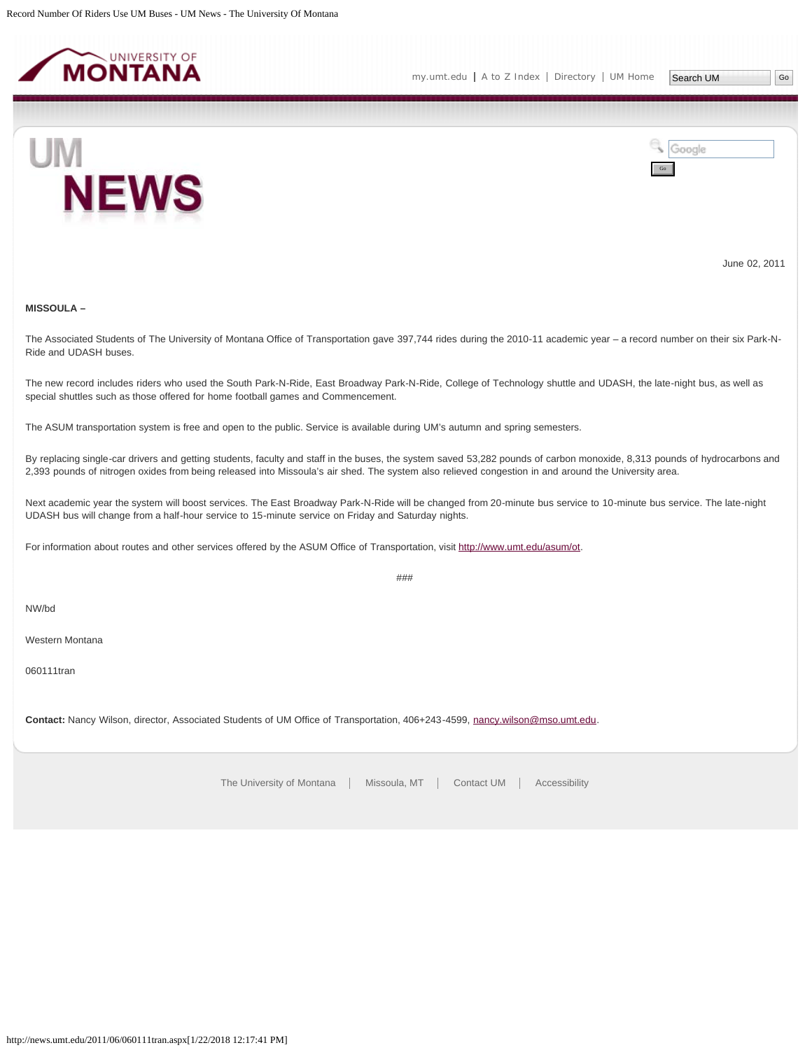June 02, 2011

**MISSOULA –**

The Associated Students of The University of Montana Office of Transportation gave 397,744 rides during the 2010-11 academic year – a record number on their six Park-N-Ride and UDASH buses.

The new record includes riders who used the South Park-N-Ride, East Broadway Park-N-Ride, College of Technology shuttle and UDASH, the late-night bus, as well as special shuttles such as those offered for home football games and Commencement.

The ASUM transportation system is free and open to the public. Service is available during UM's autumn and spring semesters.

By replacing single-car drivers and getting students, faculty and staff in the buses, the system saved 53,282 pounds of carbon monoxide, 8,313 pounds of hydrocarbons and 2,393 pounds of nitrogen oxides from being released into Missoula's air shed. The system also relieved congestion in and around the University area.

Next academic year the system will boost services. The East Broadway Park-N-Ride will be changed from 20-minute bus service to 10-minute bus service. The late-night UDASH bus will change from a half-hour service to 15-minute service on Friday and Saturday nights.

For information about routes and other services offered by the ASUM Office of Transportation, visit http://www.umt.edu/asum/ot.

###

NW/bd

Western Montana

060111tran

**Contact:** Nancy Wilson, director, Associated Students of UM Office of Transportation, 406+243-4599, nancy.wilson@mso.umt.edu.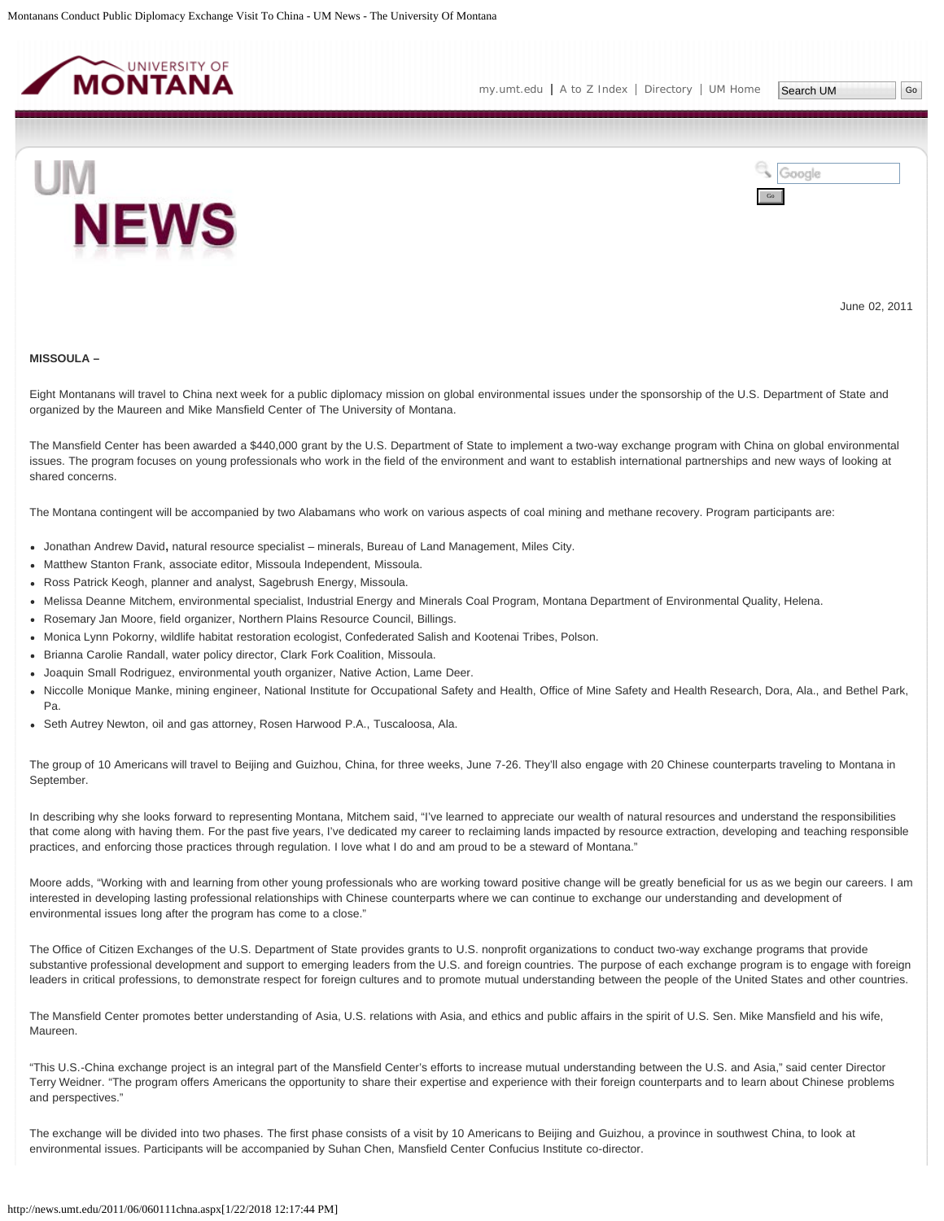June 02, 2011

**MISSOULA –**

Eight Montanans will travel to China next week for a public diplomacy mission on global environmental issues under the sponsorship of the U.S. Department of State and organized by the Maureen and Mike Mansfield Center of The University of Montana.

The Mansfield Center has been awarded a $440,000 grant by the U.S. Department of State to implement a two-way exchange program with China on global environmental issues. The program focuses on young professionals who work in the field of the environment and want to establish international partnerships and new ways of looking at shared concerns.

The Montana contingent will be accompanied by two Alabamans who work on various aspects of coal mining and methane recovery. Program participants are:

- Jonathan Andrew David**,** natural resource specialist – minerals, Bureau of Land Management, Miles City.
- Matthew Stanton Frank, associate editor, Missoula Independent, Missoula.
- Ross Patrick Keogh, planner and analyst, Sagebrush Energy, Missoula.
- Melissa Deanne Mitchem, environmental specialist, Industrial Energy and Minerals Coal Program, Montana Department of Environmental Quality, Helena.
- Rosemary Jan Moore, field organizer, Northern Plains Resource Council, Billings.
- Monica Lynn Pokorny, wildlife habitat restoration ecologist, Confederated Salish and Kootenai Tribes, Polson.
- Brianna Carolie Randall, water policy director, Clark Fork Coalition, Missoula.
- Joaquin Small Rodriguez, environmental youth organizer, Native Action, Lame Deer.
- Niccolle Monique Manke, mining engineer, National Institute for Occupational Safety and Health, Office of Mine Safety and Health Research, Dora, Ala., and Bethel Park, Pa.
- Seth Autrey Newton, oil and gas attorney, Rosen Harwood P.A., Tuscaloosa, Ala.

The group of 10 Americans will travel to Beijing and Guizhou, China, for three weeks, June 7-26. They'll also engage with 20 Chinese counterparts traveling to Montana in September.

In describing why she looks forward to representing Montana, Mitchem said, "I've learned to appreciate our wealth of natural resources and understand the responsibilities that come along with having them. For the past five years, I've dedicated my career to reclaiming lands impacted by resource extraction, developing and teaching responsible practices, and enforcing those practices through regulation. I love what I do and am proud to be a steward of Montana."

Moore adds, "Working with and learning from other young professionals who are working toward positive change will be greatly beneficial for us as we begin our careers. I am interested in developing lasting professional relationships with Chinese counterparts where we can continue to exchange our understanding and development of environmental issues long after the program has come to a close."

The Office of Citizen Exchanges of the U.S. Department of State provides grants to U.S. nonprofit organizations to conduct two-way exchange programs that provide substantive professional development and support to emerging leaders from the U.S. and foreign countries. The purpose of each exchange program is to engage with foreign leaders in critical professions, to demonstrate respect for foreign cultures and to promote mutual understanding between the people of the United States and other countries.

The Mansfield Center promotes better understanding of Asia, U.S. relations with Asia, and ethics and public affairs in the spirit of U.S. Sen. Mike Mansfield and his wife, Maureen.

"This U.S.-China exchange project is an integral part of the Mansfield Center's efforts to increase mutual understanding between the U.S. and Asia," said center Director Terry Weidner. "The program offers Americans the opportunity to share their expertise and experience with their foreign counterparts and to learn about Chinese problems and perspectives."

The exchange will be divided into two phases. The first phase consists of a visit by 10 Americans to Beijing and Guizhou, a province in southwest China, to look at environmental issues. Participants will be accompanied by Suhan Chen, Mansfield Center Confucius Institute co-director.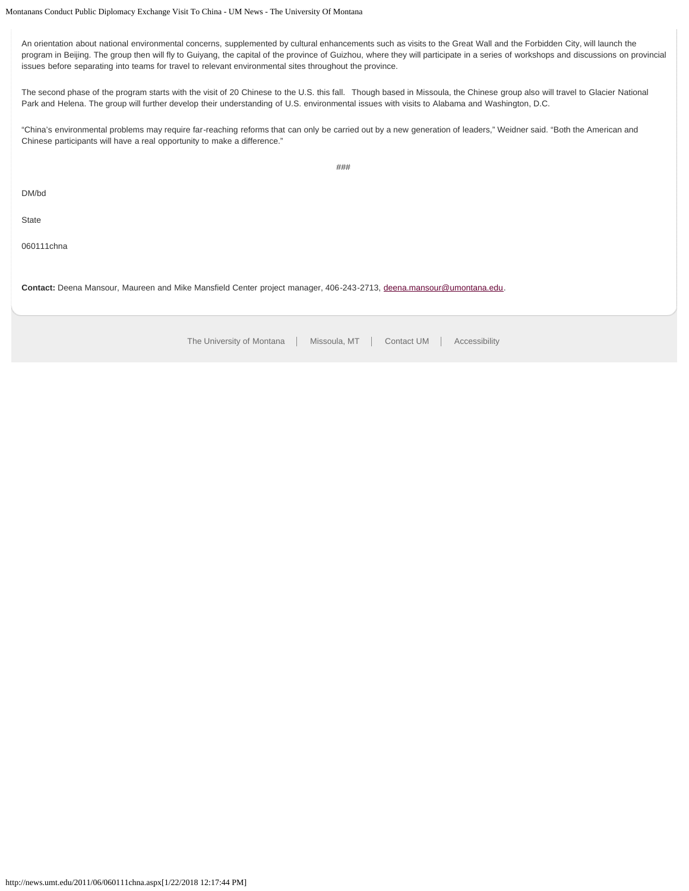An orientation about national environmental concerns, supplemented by cultural enhancements such as visits to the Great Wall and the Forbidden City, will launch the program in Beijing. The group then will fly to Guiyang, the capital of the province of Guizhou, where they will participate in a series of workshops and discussions on provincial issues before separating into teams for travel to relevant environmental sites throughout the province.

The second phase of the program starts with the visit of 20 Chinese to the U.S. this fall. Though based in Missoula, the Chinese group also will travel to Glacier National Park and Helena. The group will further develop their understanding of U.S. environmental issues with visits to Alabama and Washington, D.C.

"China's environmental problems may require far-reaching reforms that can only be carried out by a new generation of leaders," Weidner said. "Both the American and Chinese participants will have a real opportunity to make a difference."

###

DM/bd

State

060111chna

**Contact:** Deena Mansour, Maureen and Mike Mansfield Center project manager, 406-243-2713, deena.mansour@umontana.edu.

The University of Montana | Missoula, MT | Contact UM | Accessibility